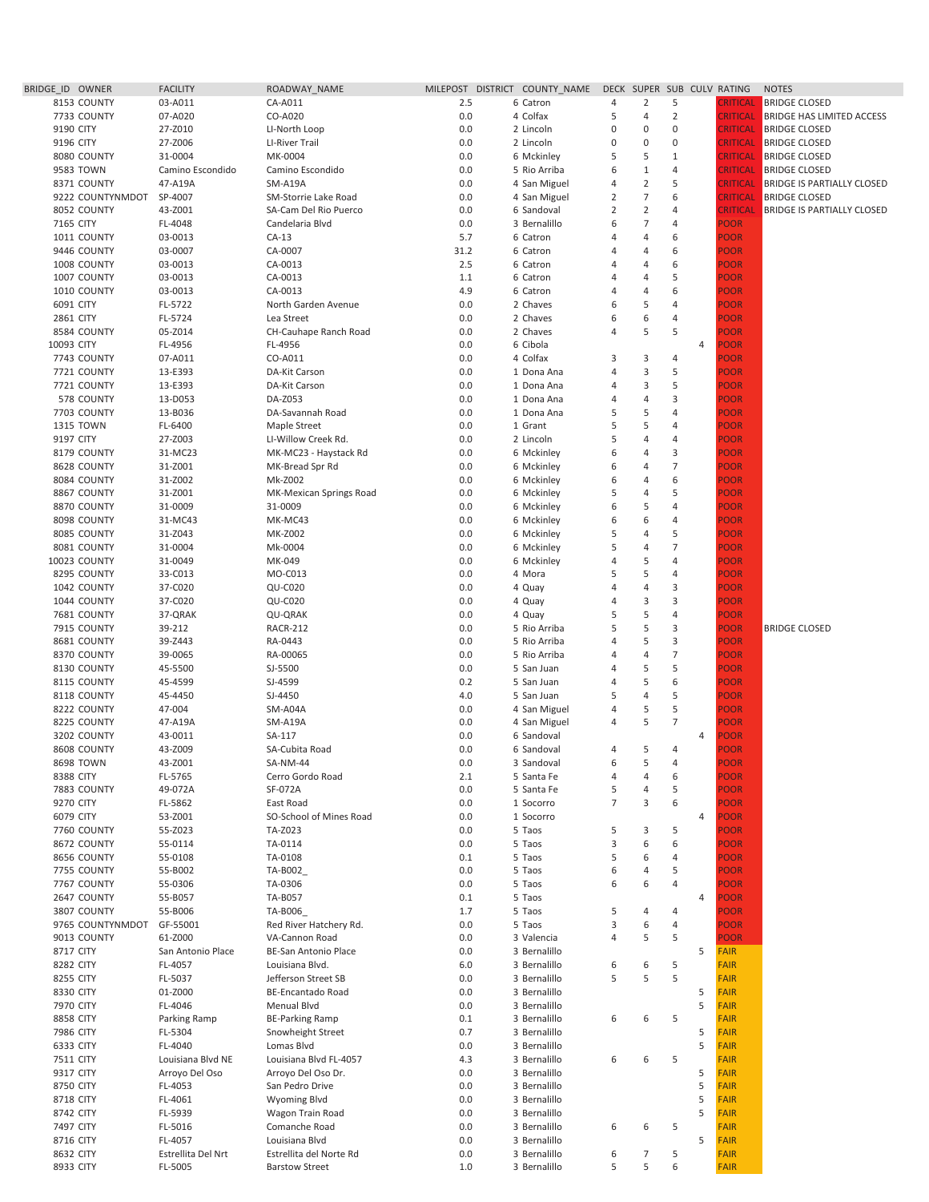| BRIDGE_ID | OWNER | FACILITY | ROADWAY_NAME | MILEPOST | DISTRICT | COUNTY_NAME | DECK | SUPER | SUB | CULV | RATING | NOTES |
|---|---|---|---|---|---|---|---|---|---|---|---|---|
| 8153 | COUNTY | 03-A011 | CA-A011 | 2.5 | 6 | Catron | 4 | 2 | 5 | | CRITICAL | BRIDGE CLOSED |
| 7733 | COUNTY | 07-A020 | CO-A020 | 0.0 | 4 | Colfax | 5 | 4 | 2 | | CRITICAL | BRIDGE HAS LIMITED ACCESS |
| 9190 | CITY | 27-Z010 | LI-North Loop | 0.0 | 2 | Lincoln | 0 | 0 | 0 | | CRITICAL | BRIDGE CLOSED |
| 9196 | CITY | 27-Z006 | LI-River Trail | 0.0 | 2 | Lincoln | 0 | 0 | 0 | | CRITICAL | BRIDGE CLOSED |
| 8080 | COUNTY | 31-0004 | MK-0004 | 0.0 | 6 | Mckinley | 5 | 5 | 1 | | CRITICAL | BRIDGE CLOSED |
| 9583 | TOWN | Camino Escondido | Camino Escondido | 0.0 | 5 | Rio Arriba | 6 | 1 | 4 | | CRITICAL | BRIDGE CLOSED |
| 8371 | COUNTY | 47-A19A | SM-A19A | 0.0 | 4 | San Miguel | 4 | 2 | 5 | | CRITICAL | BRIDGE IS PARTIALLY CLOSED |
| 9222 | COUNTYNMDOT | SP-4007 | SM-Storrie Lake Road | 0.0 | 4 | San Miguel | 2 | 7 | 6 | | CRITICAL | BRIDGE IS CLOSED |
| 8052 | COUNTY | 43-Z001 | SA-Cam Del Rio Puerco | 0.0 | 6 | Sandoval | 2 | 2 | 4 | | CRITICAL | BRIDGE IS PARTIALLY CLOSED |
| 7165 | CITY | FL-4048 | Candelaria Blvd | 0.0 | 3 | Bernalillo | 6 | 7 | 4 | | POOR | |
| 1011 | COUNTY | 03-0013 | CA-13 | 5.7 | 6 | Catron | 4 | 4 | 6 | | POOR | |
| 9446 | COUNTY | 03-0007 | CA-0007 | 31.2 | 6 | Catron | 4 | 4 | 6 | | POOR | |
| 1008 | COUNTY | 03-0013 | CA-0013 | 2.5 | 6 | Catron | 4 | 4 | 6 | | POOR | |
| 1007 | COUNTY | 03-0013 | CA-0013 | 1.1 | 6 | Catron | 4 | 4 | 5 | | POOR | |
| 1010 | COUNTY | 03-0013 | CA-0013 | 4.9 | 6 | Catron | 4 | 4 | 6 | | POOR | |
| 6091 | CITY | FL-5722 | North Garden Avenue | 0.0 | 2 | Chaves | 6 | 5 | 4 | | POOR | |
| 2861 | CITY | FL-5724 | Lea Street | 0.0 | 2 | Chaves | 6 | 6 | 4 | | POOR | |
| 8584 | COUNTY | 05-Z014 | CH-Cauhape Ranch Road | 0.0 | 2 | Chaves | 4 | 5 | 5 | | POOR | |
| 10093 | CITY | FL-4956 | FL-4956 | 0.0 | 6 | Cibola | | | | 4 | POOR | |
| 7743 | COUNTY | 07-A011 | CO-A011 | 0.0 | 4 | Colfax | 3 | 3 | 4 | | POOR | |
| 7721 | COUNTY | 13-E393 | DA-Kit Carson | 0.0 | 1 | Dona Ana | 4 | 3 | 5 | | POOR | |
| 7721 | COUNTY | 13-E393 | DA-Kit Carson | 0.0 | 1 | Dona Ana | 4 | 3 | 5 | | POOR | |
| 578 | COUNTY | 13-D053 | DA-Z053 | 0.0 | 1 | Dona Ana | 4 | 4 | 3 | | POOR | |
| 7703 | COUNTY | 13-B036 | DA-Savannah Road | 0.0 | 1 | Dona Ana | 5 | 5 | 4 | | POOR | |
| 1315 | TOWN | FL-6400 | Maple Street | 0.0 | 1 | Grant | 5 | 5 | 4 | | POOR | |
| 9197 | CITY | 27-Z003 | LI-Willow Creek Rd. | 0.0 | 2 | Lincoln | 5 | 4 | 4 | | POOR | |
| 8179 | COUNTY | 31-MC23 | MK-MC23 - Haystack Rd | 0.0 | 6 | Mckinley | 6 | 4 | 3 | | POOR | |
| 8628 | COUNTY | 31-Z001 | MK-Bread Spr Rd | 0.0 | 6 | Mckinley | 6 | 4 | 7 | | POOR | |
| 8084 | COUNTY | 31-Z002 | Mk-Z002 | 0.0 | 6 | Mckinley | 6 | 4 | 6 | | POOR | |
| 8867 | COUNTY | 31-Z001 | MK-Mexican Springs Road | 0.0 | 6 | Mckinley | 5 | 4 | 5 | | POOR | |
| 8870 | COUNTY | 31-0009 | 31-0009 | 0.0 | 6 | Mckinley | 6 | 5 | 4 | | POOR | |
| 8098 | COUNTY | 31-MC43 | MK-MC43 | 0.0 | 6 | Mckinley | 6 | 6 | 4 | | POOR | |
| 8085 | COUNTY | 31-Z043 | MK-Z002 | 0.0 | 6 | Mckinley | 5 | 4 | 5 | | POOR | |
| 8081 | COUNTY | 31-0004 | Mk-0004 | 0.0 | 6 | Mckinley | 5 | 4 | 7 | | POOR | |
| 10023 | COUNTY | 31-0049 | MK-049 | 0.0 | 6 | Mckinley | 4 | 5 | 4 | | POOR | |
| 8295 | COUNTY | 33-C013 | MO-C013 | 0.0 | 4 | Mora | 5 | 5 | 4 | | POOR | |
| 1042 | COUNTY | 37-C020 | QU-C020 | 0.0 | 4 | Quay | 4 | 4 | 3 | | POOR | |
| 1044 | COUNTY | 37-C020 | QU-C020 | 0.0 | 4 | Quay | 4 | 3 | 3 | | POOR | |
| 7681 | COUNTY | 37-QRAK | QU-QRAK | 0.0 | 4 | Quay | 5 | 5 | 4 | | POOR | |
| 7915 | COUNTY | 39-212 | RACR-212 | 0.0 | 5 | Rio Arriba | 5 | 5 | 3 | | POOR | BRIDGE CLOSED |
| 8681 | COUNTY | 39-Z443 | RA-0443 | 0.0 | 5 | Rio Arriba | 4 | 5 | 3 | | POOR | |
| 8370 | COUNTY | 39-0065 | RA-00065 | 0.0 | 5 | Rio Arriba | 4 | 4 | 7 | | POOR | |
| 8130 | COUNTY | 45-5500 | SJ-5500 | 0.0 | 5 | San Juan | 4 | 5 | 5 | | POOR | |
| 8115 | COUNTY | 45-4599 | SJ-4599 | 0.2 | 5 | San Juan | 4 | 5 | 6 | | POOR | |
| 8118 | COUNTY | 45-4450 | SJ-4450 | 4.0 | 5 | San Juan | 5 | 4 | 5 | | POOR | |
| 8222 | COUNTY | 47-004 | SM-A04A | 0.0 | 4 | San Miguel | 4 | 5 | 5 | | POOR | |
| 8225 | COUNTY | 47-A19A | SM-A19A | 0.0 | 4 | San Miguel | 4 | 5 | 7 | | POOR | |
| 3202 | COUNTY | 43-0011 | SA-117 | 0.0 | 6 | Sandoval | | | | 4 | POOR | |
| 8608 | COUNTY | 43-Z009 | SA-Cubita Road | 0.0 | 6 | Sandoval | 4 | 5 | 4 | | POOR | |
| 8698 | TOWN | 43-Z001 | SA-NM-44 | 0.0 | 3 | Sandoval | 6 | 5 | 4 | | POOR | |
| 8388 | CITY | FL-5765 | Cerro Gordo Road | 2.1 | 5 | Santa Fe | 4 | 4 | 6 | | POOR | |
| 7883 | COUNTY | 49-072A | SF-072A | 0.0 | 5 | Santa Fe | 5 | 4 | 5 | | POOR | |
| 9270 | CITY | FL-5862 | East Road | 0.0 | 1 | Socorro | 7 | 3 | 6 | | POOR | |
| 6079 | CITY | 53-Z001 | SO-School of Mines Road | 0.0 | 1 | Socorro | | | | 4 | POOR | |
| 7760 | COUNTY | 55-Z023 | TA-Z023 | 0.0 | 5 | Taos | 5 | 3 | 5 | | POOR | |
| 8672 | COUNTY | 55-0114 | TA-0114 | 0.0 | 5 | Taos | 3 | 6 | 6 | | POOR | |
| 8656 | COUNTY | 55-0108 | TA-0108 | 0.1 | 5 | Taos | 5 | 6 | 4 | | POOR | |
| 7755 | COUNTY | 55-B002 | TA-B002_ | 0.0 | 5 | Taos | 6 | 4 | 5 | | POOR | |
| 7767 | COUNTY | 55-0306 | TA-0306 | 0.0 | 5 | Taos | 6 | 6 | 4 | | POOR | |
| 2647 | COUNTY | 55-B057 | TA-B057 | 0.1 | 5 | Taos | | | | 4 | POOR | |
| 3807 | COUNTY | 55-B006 | TA-B006_ | 1.7 | 5 | Taos | 5 | 4 | 4 | | POOR | |
| 9765 | COUNTYNMDOT | GF-55001 | Red River Hatchery Rd. | 0.0 | 5 | Taos | 3 | 6 | 4 | | POOR | |
| 9013 | COUNTY | 61-Z000 | VA-Cannon Road | 0.0 | 3 | Valencia | 4 | 5 | 5 | | POOR | |
| 8717 | CITY | San Antonio Place | BE-San Antonio Place | 0.0 | 3 | Bernalillo | | | | 5 | FAIR | |
| 8282 | CITY | FL-4057 | Louisiana Blvd. | 6.0 | 3 | Bernalillo | 6 | 6 | 5 | | FAIR | |
| 8255 | CITY | FL-5037 | Jefferson Street SB | 0.0 | 3 | Bernalillo | 5 | 5 | 5 | | FAIR | |
| 8330 | CITY | 01-Z000 | BE-Encantado Road | 0.0 | 3 | Bernalillo | | | | 5 | FAIR | |
| 7970 | CITY | FL-4046 | Menual Blvd | 0.0 | 3 | Bernalillo | | | | 5 | FAIR | |
| 8858 | CITY | Parking Ramp | BE-Parking Ramp | 0.1 | 3 | Bernalillo | 6 | 6 | 5 | | FAIR | |
| 7986 | CITY | FL-5304 | Snowheight Street | 0.7 | 3 | Bernalillo | | | | 5 | FAIR | |
| 6333 | CITY | FL-4040 | Lomas Blvd | 0.0 | 3 | Bernalillo | | | | 5 | FAIR | |
| 7511 | CITY | Louisiana Blvd NE | Louisiana Blvd FL-4057 | 4.3 | 3 | Bernalillo | 6 | 6 | 5 | | FAIR | |
| 9317 | CITY | Arroyo Del Oso | Arroyo Del Oso Dr. | 0.0 | 3 | Bernalillo | | | | 5 | FAIR | |
| 8750 | CITY | FL-4053 | San Pedro Drive | 0.0 | 3 | Bernalillo | | | | 5 | FAIR | |
| 8718 | CITY | FL-4061 | Wyoming Blvd | 0.0 | 3 | Bernalillo | | | | 5 | FAIR | |
| 8742 | CITY | FL-5939 | Wagon Train Road | 0.0 | 3 | Bernalillo | | | | 5 | FAIR | |
| 7497 | CITY | FL-5016 | Comanche Road | 0.0 | 3 | Bernalillo | 6 | 6 | 5 | | FAIR | |
| 8716 | CITY | FL-4057 | Louisiana Blvd | 0.0 | 3 | Bernalillo | | | | 5 | FAIR | |
| 8632 | CITY | Estrellita Del Nrt | Estrellita del Norte Rd | 0.0 | 3 | Bernalillo | 6 | 7 | 5 | | FAIR | |
| 8933 | CITY | FL-5005 | Barstow Street | 1.0 | 3 | Bernalillo | 5 | 5 | 6 | | FAIR | |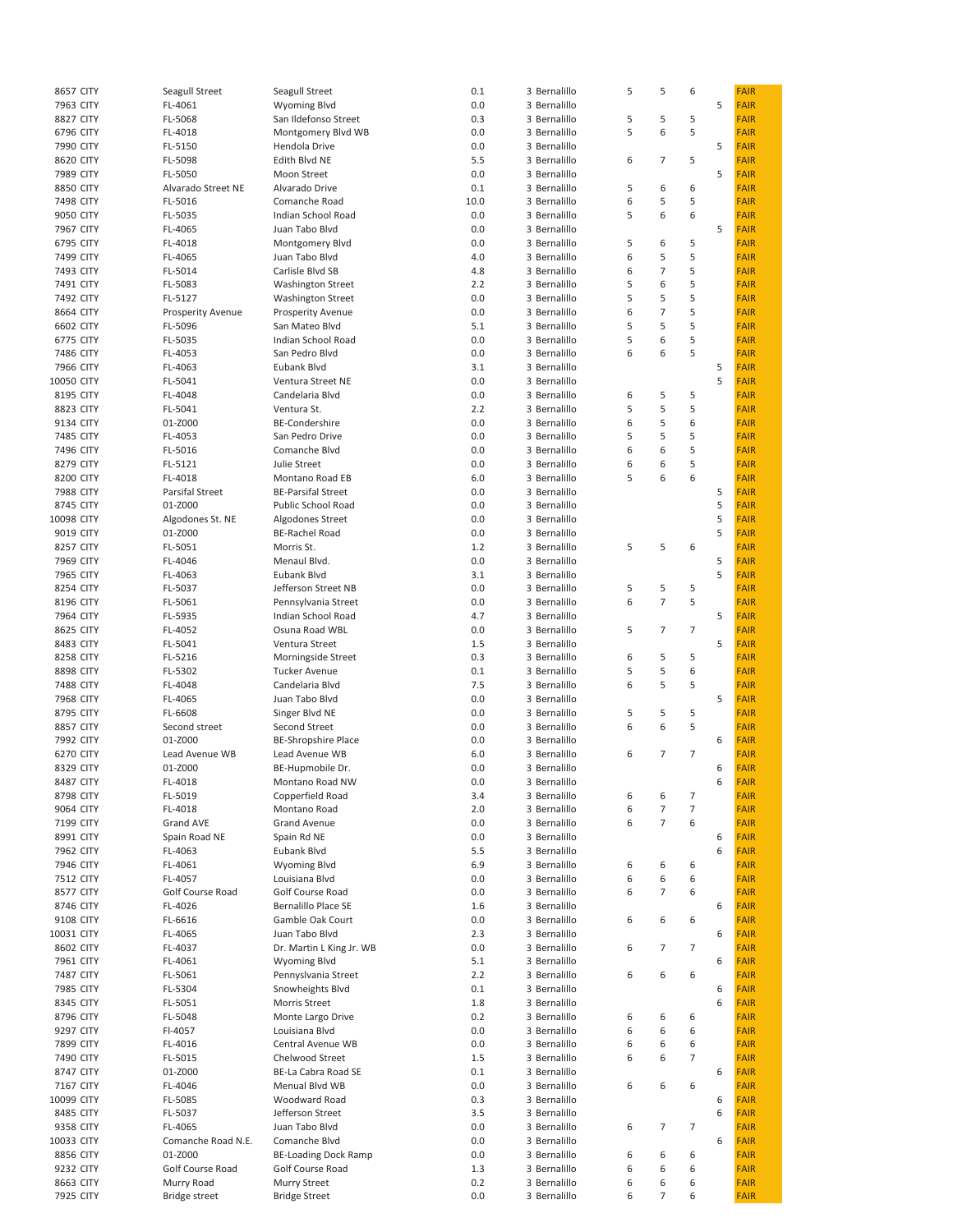| | | | | | | | | | | | |
|---|---|---|---|---|---|---|---|---|---|---|---|
| 8657 | CITY | Seagull Street | Seagull Street | 0.1 | 3 | Bernalillo | 5 | 5 | 6 | | FAIR |
| 7963 | CITY | FL-4061 | Wyoming Blvd | 0.0 | 3 | Bernalillo | | | | 5 | FAIR |
| 8827 | CITY | FL-5068 | San Ildefonso Street | 0.3 | 3 | Bernalillo | 5 | 5 | 5 | | FAIR |
| 6796 | CITY | FL-4018 | Montgomery Blvd WB | 0.0 | 3 | Bernalillo | 5 | 6 | 5 | | FAIR |
| 7990 | CITY | FL-5150 | Hendola Drive | 0.0 | 3 | Bernalillo | | | | 5 | FAIR |
| 8620 | CITY | FL-5098 | Edith Blvd NE | 5.5 | 3 | Bernalillo | 6 | 7 | 5 | | FAIR |
| 7989 | CITY | FL-5050 | Moon Street | 0.0 | 3 | Bernalillo | | | | 5 | FAIR |
| 8850 | CITY | Alvarado Street NE | Alvarado Drive | 0.1 | 3 | Bernalillo | 5 | 6 | 6 | | FAIR |
| 7498 | CITY | FL-5016 | Comanche Road | 10.0 | 3 | Bernalillo | 6 | 5 | 5 | | FAIR |
| 9050 | CITY | FL-5035 | Indian School Road | 0.0 | 3 | Bernalillo | 5 | 6 | 6 | | FAIR |
| 7967 | CITY | FL-4065 | Juan Tabo Blvd | 0.0 | 3 | Bernalillo | | | | 5 | FAIR |
| 6795 | CITY | FL-4018 | Montgomery Blvd | 0.0 | 3 | Bernalillo | 5 | 6 | 5 | | FAIR |
| 7499 | CITY | FL-4065 | Juan Tabo Blvd | 4.0 | 3 | Bernalillo | 6 | 5 | 5 | | FAIR |
| 7493 | CITY | FL-5014 | Carlisle Blvd SB | 4.8 | 3 | Bernalillo | 6 | 7 | 5 | | FAIR |
| 7491 | CITY | FL-5083 | Washington Street | 2.2 | 3 | Bernalillo | 5 | 6 | 5 | | FAIR |
| 7492 | CITY | FL-5127 | Washington Street | 0.0 | 3 | Bernalillo | 5 | 5 | 5 | | FAIR |
| 8664 | CITY | Prosperity Avenue | Prosperity Avenue | 0.0 | 3 | Bernalillo | 6 | 7 | 5 | | FAIR |
| 6602 | CITY | FL-5096 | San Mateo Blvd | 5.1 | 3 | Bernalillo | 5 | 5 | 5 | | FAIR |
| 6775 | CITY | FL-5035 | Indian School Road | 0.0 | 3 | Bernalillo | 5 | 6 | 5 | | FAIR |
| 7486 | CITY | FL-4053 | San Pedro Blvd | 0.0 | 3 | Bernalillo | 6 | 6 | 5 | | FAIR |
| 7966 | CITY | FL-4063 | Eubank Blvd | 3.1 | 3 | Bernalillo | | | | 5 | FAIR |
| 10050 | CITY | FL-5041 | Ventura Street NE | 0.0 | 3 | Bernalillo | | | | 5 | FAIR |
| 8195 | CITY | FL-4048 | Candelaria Blvd | 0.0 | 3 | Bernalillo | 6 | 5 | 5 | | FAIR |
| 8823 | CITY | FL-5041 | Ventura St. | 2.2 | 3 | Bernalillo | 5 | 5 | 5 | | FAIR |
| 9134 | CITY | 01-Z000 | BE-Condershire | 0.0 | 3 | Bernalillo | 6 | 5 | 6 | | FAIR |
| 7485 | CITY | FL-4053 | San Pedro Drive | 0.0 | 3 | Bernalillo | 5 | 5 | 5 | | FAIR |
| 7496 | CITY | FL-5016 | Comanche Blvd | 0.0 | 3 | Bernalillo | 6 | 6 | 5 | | FAIR |
| 8279 | CITY | FL-5121 | Julie Street | 0.0 | 3 | Bernalillo | 6 | 6 | 5 | | FAIR |
| 8200 | CITY | FL-4018 | Montano Road EB | 6.0 | 3 | Bernalillo | 5 | 6 | 6 | | FAIR |
| 7988 | CITY | Parsifal Street | BE-Parsifal Street | 0.0 | 3 | Bernalillo | | | | 5 | FAIR |
| 8745 | CITY | 01-Z000 | Public School Road | 0.0 | 3 | Bernalillo | | | | 5 | FAIR |
| 10098 | CITY | Algodones St. NE | Algodones Street | 0.0 | 3 | Bernalillo | | | | 5 | FAIR |
| 9019 | CITY | 01-Z000 | BE-Rachel Road | 0.0 | 3 | Bernalillo | | | | 5 | FAIR |
| 8257 | CITY | FL-5051 | Morris St. | 1.2 | 3 | Bernalillo | 5 | 5 | 6 | | FAIR |
| 7969 | CITY | FL-4046 | Menaul Blvd. | 0.0 | 3 | Bernalillo | | | | 5 | FAIR |
| 7965 | CITY | FL-4063 | Eubank Blvd | 3.1 | 3 | Bernalillo | | | | 5 | FAIR |
| 8254 | CITY | FL-5037 | Jefferson Street NB | 0.0 | 3 | Bernalillo | 5 | 5 | 5 | | FAIR |
| 8196 | CITY | FL-5061 | Pennsylvania Street | 0.0 | 3 | Bernalillo | 6 | 7 | 5 | | FAIR |
| 7964 | CITY | FL-5935 | Indian School Road | 4.7 | 3 | Bernalillo | | | | 5 | FAIR |
| 8625 | CITY | FL-4052 | Osuna Road WBL | 0.0 | 3 | Bernalillo | 5 | 7 | 7 | | FAIR |
| 8483 | CITY | FL-5041 | Ventura Street | 1.5 | 3 | Bernalillo | | | | 5 | FAIR |
| 8258 | CITY | FL-5216 | Morningside Street | 0.3 | 3 | Bernalillo | 6 | 5 | 5 | | FAIR |
| 8898 | CITY | FL-5302 | Tucker Avenue | 0.1 | 3 | Bernalillo | 5 | 5 | 6 | | FAIR |
| 7488 | CITY | FL-4048 | Candelaria Blvd | 7.5 | 3 | Bernalillo | 6 | 5 | 5 | | FAIR |
| 7968 | CITY | FL-4065 | Juan Tabo Blvd | 0.0 | 3 | Bernalillo | | | | 5 | FAIR |
| 8795 | CITY | FL-6608 | Singer Blvd NE | 0.0 | 3 | Bernalillo | 5 | 5 | 5 | | FAIR |
| 8857 | CITY | Second street | Second Street | 0.0 | 3 | Bernalillo | 6 | 6 | 5 | | FAIR |
| 7992 | CITY | 01-Z000 | BE-Shropshire Place | 0.0 | 3 | Bernalillo | | | | 6 | FAIR |
| 6270 | CITY | Lead Avenue WB | Lead Avenue WB | 6.0 | 3 | Bernalillo | 6 | 7 | 7 | | FAIR |
| 8329 | CITY | 01-Z000 | BE-Hupmobile Dr. | 0.0 | 3 | Bernalillo | | | | 6 | FAIR |
| 8487 | CITY | FL-4018 | Montano Road NW | 0.0 | 3 | Bernalillo | | | | 6 | FAIR |
| 8798 | CITY | FL-5019 | Copperfield Road | 3.4 | 3 | Bernalillo | 6 | 6 | 7 | | FAIR |
| 9064 | CITY | FL-4018 | Montano Road | 2.0 | 3 | Bernalillo | 6 | 7 | 7 | | FAIR |
| 7199 | CITY | Grand AVE | Grand Avenue | 0.0 | 3 | Bernalillo | 6 | 7 | 6 | | FAIR |
| 8991 | CITY | Spain Road NE | Spain Rd NE | 0.0 | 3 | Bernalillo | | | | 6 | FAIR |
| 7962 | CITY | FL-4063 | Eubank Blvd | 5.5 | 3 | Bernalillo | | | | 6 | FAIR |
| 7946 | CITY | FL-4061 | Wyoming Blvd | 6.9 | 3 | Bernalillo | 6 | 6 | 6 | | FAIR |
| 7512 | CITY | FL-4057 | Louisiana Blvd | 0.0 | 3 | Bernalillo | 6 | 6 | 6 | | FAIR |
| 8577 | CITY | Golf Course Road | Golf Course Road | 0.0 | 3 | Bernalillo | 6 | 7 | 6 | | FAIR |
| 8746 | CITY | FL-4026 | Bernalillo Place SE | 1.6 | 3 | Bernalillo | | | | 6 | FAIR |
| 9108 | CITY | FL-6616 | Gamble Oak Court | 0.0 | 3 | Bernalillo | 6 | 6 | 6 | | FAIR |
| 10031 | CITY | FL-4065 | Juan Tabo Blvd | 2.3 | 3 | Bernalillo | | | | 6 | FAIR |
| 8602 | CITY | FL-4037 | Dr. Martin L King Jr. WB | 0.0 | 3 | Bernalillo | 6 | 7 | 7 | | FAIR |
| 7961 | CITY | FL-4061 | Wyoming Blvd | 5.1 | 3 | Bernalillo | | | | 6 | FAIR |
| 7487 | CITY | FL-5061 | Pennysylvania Street | 2.2 | 3 | Bernalillo | 6 | 6 | 6 | | FAIR |
| 7985 | CITY | FL-5304 | Snowheights Blvd | 0.1 | 3 | Bernalillo | | | | 6 | FAIR |
| 8345 | CITY | FL-5051 | Morris Street | 1.8 | 3 | Bernalillo | | | | 6 | FAIR |
| 8796 | CITY | FL-5048 | Monte Largo Drive | 0.2 | 3 | Bernalillo | 6 | 6 | 6 | | FAIR |
| 9297 | CITY | Fl-4057 | Louisiana Blvd | 0.0 | 3 | Bernalillo | 6 | 6 | 6 | | FAIR |
| 7899 | CITY | FL-4016 | Central Avenue WB | 0.0 | 3 | Bernalillo | 6 | 6 | 6 | | FAIR |
| 7490 | CITY | FL-5015 | Chelwood Street | 1.5 | 3 | Bernalillo | 6 | 6 | 7 | | FAIR |
| 8747 | CITY | 01-Z000 | BE-La Cabra Road SE | 0.1 | 3 | Bernalillo | | | | 6 | FAIR |
| 7167 | CITY | FL-4046 | Menual Blvd WB | 0.0 | 3 | Bernalillo | 6 | 6 | 6 | | FAIR |
| 10099 | CITY | FL-5085 | Woodward Road | 0.3 | 3 | Bernalillo | | | | 6 | FAIR |
| 8485 | CITY | FL-5037 | Jefferson Street | 3.5 | 3 | Bernalillo | | | | 6 | FAIR |
| 9358 | CITY | FL-4065 | Juan Tabo Blvd | 0.0 | 3 | Bernalillo | 6 | 7 | 7 | | FAIR |
| 10033 | CITY | Comanche Road N.E. | Comanche Blvd | 0.0 | 3 | Bernalillo | | | | 6 | FAIR |
| 8856 | CITY | 01-Z000 | BE-Loading Dock Ramp | 0.0 | 3 | Bernalillo | 6 | 6 | 6 | | FAIR |
| 9232 | CITY | Golf Course Road | Golf Course Road | 1.3 | 3 | Bernalillo | 6 | 6 | 6 | | FAIR |
| 8663 | CITY | Murry Road | Murry Street | 0.2 | 3 | Bernalillo | 6 | 6 | 6 | | FAIR |
| 7925 | CITY | Bridge street | Bridge Street | 0.0 | 3 | Bernalillo | 6 | 7 | 6 | | FAIR |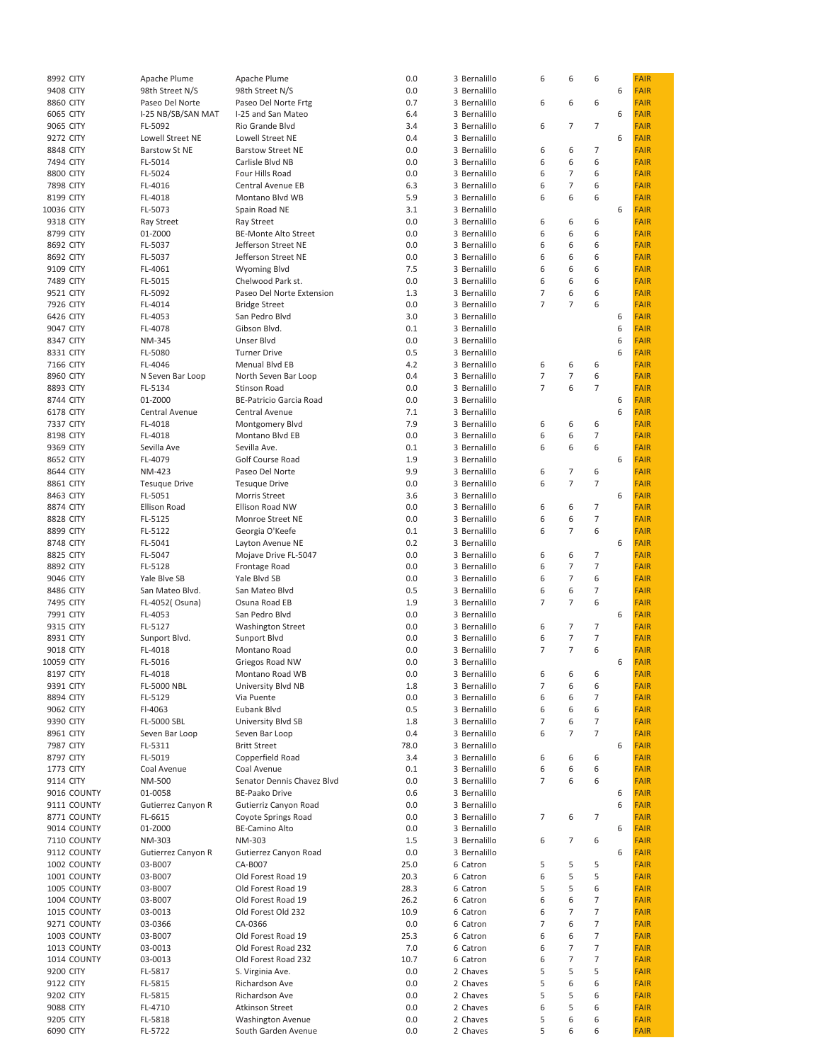| | | | | | | | | | | |
|---|---|---|---|---|---|---|---|---|---|---|
| 8992 | CITY | Apache Plume | Apache Plume | 0.0 | 3 | Bernalillo | 6 | 6 | 6 | | FAIR |
| 9408 | CITY | 98th Street N/S | 98th Street N/S | 0.0 | 3 | Bernalillo | | | | 6 | FAIR |
| 8860 | CITY | Paseo Del Norte | Paseo Del Norte Frtg | 0.7 | 3 | Bernalillo | 6 | 6 | 6 | | FAIR |
| 6065 | CITY | I-25 NB/SB/SAN MAT | I-25 and San Mateo | 6.4 | 3 | Bernalillo | | | | 6 | FAIR |
| 9065 | CITY | FL-5092 | Rio Grande Blvd | 3.4 | 3 | Bernalillo | 6 | 7 | 7 | | FAIR |
| 9272 | CITY | Lowell Street NE | Lowell Street NE | 0.4 | 3 | Bernalillo | | | | 6 | FAIR |
| 8848 | CITY | Barstow St NE | Barstow Street NE | 0.0 | 3 | Bernalillo | 6 | 6 | 7 | | FAIR |
| 7494 | CITY | FL-5014 | Carlisle Blvd NB | 0.0 | 3 | Bernalillo | 6 | 6 | 6 | | FAIR |
| 8800 | CITY | FL-5024 | Four Hills Road | 0.0 | 3 | Bernalillo | 6 | 7 | 6 | | FAIR |
| 7898 | CITY | FL-4016 | Central Avenue EB | 6.3 | 3 | Bernalillo | 6 | 7 | 6 | | FAIR |
| 8199 | CITY | FL-4018 | Montano Blvd WB | 5.9 | 3 | Bernalillo | 6 | 6 | 6 | | FAIR |
| 10036 | CITY | FL-5073 | Spain Road NE | 3.1 | 3 | Bernalillo | | | | 6 | FAIR |
| 9318 | CITY | Ray Street | Ray Street | 0.0 | 3 | Bernalillo | 6 | 6 | 6 | | FAIR |
| 8799 | CITY | 01-Z000 | BE-Monte Alto Street | 0.0 | 3 | Bernalillo | 6 | 6 | 6 | | FAIR |
| 8692 | CITY | FL-5037 | Jefferson Street NE | 0.0 | 3 | Bernalillo | 6 | 6 | 6 | | FAIR |
| 8692 | CITY | FL-5037 | Jefferson Street NE | 0.0 | 3 | Bernalillo | 6 | 6 | 6 | | FAIR |
| 9109 | CITY | FL-4061 | Wyoming Blvd | 7.5 | 3 | Bernalillo | 6 | 6 | 6 | | FAIR |
| 7489 | CITY | FL-5015 | Chelwood Park st. | 0.0 | 3 | Bernalillo | 6 | 6 | 6 | | FAIR |
| 9521 | CITY | FL-5092 | Paseo Del Norte Extension | 1.3 | 3 | Bernalillo | 7 | 6 | 6 | | FAIR |
| 7926 | CITY | FL-4014 | Bridge Street | 0.0 | 3 | Bernalillo | 7 | 7 | 6 | | FAIR |
| 6426 | CITY | FL-4053 | San Pedro Blvd | 3.0 | 3 | Bernalillo | | | | 6 | FAIR |
| 9047 | CITY | FL-4078 | Gibson Blvd. | 0.1 | 3 | Bernalillo | | | | 6 | FAIR |
| 8347 | CITY | NM-345 | Unser Blvd | 0.0 | 3 | Bernalillo | | | | 6 | FAIR |
| 8331 | CITY | FL-5080 | Turner Drive | 0.5 | 3 | Bernalillo | | | | 6 | FAIR |
| 7166 | CITY | FL-4046 | Menual Blvd EB | 4.2 | 3 | Bernalillo | 6 | 6 | 6 | | FAIR |
| 8960 | CITY | N Seven Bar Loop | North Seven Bar Loop | 0.4 | 3 | Bernalillo | 7 | 7 | 6 | | FAIR |
| 8893 | CITY | FL-5134 | Stinson Road | 0.0 | 3 | Bernalillo | 7 | 6 | 7 | | FAIR |
| 8744 | CITY | 01-Z000 | BE-Patricio Garcia Road | 0.0 | 3 | Bernalillo | | | | 6 | FAIR |
| 6178 | CITY | Central Avenue | Central Avenue | 7.1 | 3 | Bernalillo | | | | 6 | FAIR |
| 7337 | CITY | FL-4018 | Montgomery Blvd | 7.9 | 3 | Bernalillo | 6 | 6 | 6 | | FAIR |
| 8198 | CITY | FL-4018 | Montano Blvd EB | 0.0 | 3 | Bernalillo | 6 | 6 | 7 | | FAIR |
| 9369 | CITY | Sevilla Ave | Sevilla Ave. | 0.1 | 3 | Bernalillo | 6 | 6 | 6 | | FAIR |
| 8652 | CITY | FL-4079 | Golf Course Road | 1.9 | 3 | Bernalillo | | | | 6 | FAIR |
| 8644 | CITY | NM-423 | Paseo Del Norte | 9.9 | 3 | Bernalillo | 6 | 7 | 6 | | FAIR |
| 8861 | CITY | Tesuque Drive | Tesuque Drive | 0.0 | 3 | Bernalillo | 6 | 7 | 7 | | FAIR |
| 8463 | CITY | FL-5051 | Morris Street | 3.6 | 3 | Bernalillo | | | | 6 | FAIR |
| 8874 | CITY | Ellison Road | Ellison Road NW | 0.0 | 3 | Bernalillo | 6 | 6 | 7 | | FAIR |
| 8828 | CITY | FL-5125 | Monroe Street NE | 0.0 | 3 | Bernalillo | 6 | 6 | 7 | | FAIR |
| 8899 | CITY | FL-5122 | Georgia O'Keefe | 0.1 | 3 | Bernalillo | 6 | 7 | 6 | | FAIR |
| 8748 | CITY | FL-5041 | Layton Avenue NE | 0.2 | 3 | Bernalillo | | | | 6 | FAIR |
| 8825 | CITY | FL-5047 | Mojave Drive FL-5047 | 0.0 | 3 | Bernalillo | 6 | 6 | 7 | | FAIR |
| 8892 | CITY | FL-5128 | Frontage Road | 0.0 | 3 | Bernalillo | 6 | 7 | 7 | | FAIR |
| 9046 | CITY | Yale Blve SB | Yale Blvd SB | 0.0 | 3 | Bernalillo | 6 | 7 | 6 | | FAIR |
| 8486 | CITY | San Mateo Blvd. | San Mateo Blvd | 0.5 | 3 | Bernalillo | 6 | 6 | 7 | | FAIR |
| 7495 | CITY | FL-4052( Osuna) | Osuna Road EB | 1.9 | 3 | Bernalillo | 7 | 7 | 6 | | FAIR |
| 7991 | CITY | FL-4053 | San Pedro Blvd | 0.0 | 3 | Bernalillo | | | | 6 | FAIR |
| 9315 | CITY | FL-5127 | Washington Street | 0.0 | 3 | Bernalillo | 6 | 7 | 7 | | FAIR |
| 8931 | CITY | Sunport Blvd. | Sunport Blvd | 0.0 | 3 | Bernalillo | 6 | 7 | 7 | | FAIR |
| 9018 | CITY | FL-4018 | Montano Road | 0.0 | 3 | Bernalillo | 7 | 7 | 6 | | FAIR |
| 10059 | CITY | FL-5016 | Griegos Road NW | 0.0 | 3 | Bernalillo | | | | 6 | FAIR |
| 8197 | CITY | FL-4018 | Montano Road WB | 0.0 | 3 | Bernalillo | 6 | 6 | 6 | | FAIR |
| 9391 | CITY | FL-5000 NBL | University Blvd NB | 1.8 | 3 | Bernalillo | 7 | 6 | 6 | | FAIR |
| 8894 | CITY | FL-5129 | Via Puente | 0.0 | 3 | Bernalillo | 6 | 6 | 7 | | FAIR |
| 9062 | CITY | Fl-4063 | Eubank Blvd | 0.5 | 3 | Bernalillo | 6 | 6 | 6 | | FAIR |
| 9390 | CITY | FL-5000 SBL | University Blvd SB | 1.8 | 3 | Bernalillo | 7 | 6 | 7 | | FAIR |
| 8961 | CITY | Seven Bar Loop | Seven Bar Loop | 0.4 | 3 | Bernalillo | 6 | 7 | 7 | | FAIR |
| 7987 | CITY | FL-5311 | Britt Street | 78.0 | 3 | Bernalillo | | | | 6 | FAIR |
| 8797 | CITY | FL-5019 | Copperfield Road | 3.4 | 3 | Bernalillo | 6 | 6 | 6 | | FAIR |
| 1773 | CITY | Coal Avenue | Coal Avenue | 0.1 | 3 | Bernalillo | 6 | 6 | 6 | | FAIR |
| 9114 | CITY | NM-500 | Senator Dennis Chavez Blvd | 0.0 | 3 | Bernalillo | 7 | 6 | 6 | | FAIR |
| 9016 | COUNTY | 01-0058 | BE-Paako Drive | 0.6 | 3 | Bernalillo | | | | 6 | FAIR |
| 9111 | COUNTY | Gutierrez Canyon R | Gutierriz Canyon Road | 0.0 | 3 | Bernalillo | | | | 6 | FAIR |
| 8771 | COUNTY | FL-6615 | Coyote Springs Road | 0.0 | 3 | Bernalillo | 7 | 6 | 7 | | FAIR |
| 9014 | COUNTY | 01-Z000 | BE-Camino Alto | 0.0 | 3 | Bernalillo | | | | 6 | FAIR |
| 7110 | COUNTY | NM-303 | NM-303 | 1.5 | 3 | Bernalillo | 6 | 7 | 6 | | FAIR |
| 9112 | COUNTY | Gutierrez Canyon R | Gutierrez Canyon Road | 0.0 | 3 | Bernalillo | | | | 6 | FAIR |
| 1002 | COUNTY | 03-B007 | CA-B007 | 25.0 | 6 | Catron | 5 | 5 | 5 | | FAIR |
| 1001 | COUNTY | 03-B007 | Old Forest Road 19 | 20.3 | 6 | Catron | 6 | 5 | 5 | | FAIR |
| 1005 | COUNTY | 03-B007 | Old Forest Road 19 | 28.3 | 6 | Catron | 5 | 5 | 6 | | FAIR |
| 1004 | COUNTY | 03-B007 | Old Forest Road 19 | 26.2 | 6 | Catron | 6 | 6 | 7 | | FAIR |
| 1015 | COUNTY | 03-0013 | Old Forest Old 232 | 10.9 | 6 | Catron | 6 | 7 | 7 | | FAIR |
| 9271 | COUNTY | 03-0366 | CA-0366 | 0.0 | 6 | Catron | 7 | 6 | 7 | | FAIR |
| 1003 | COUNTY | 03-B007 | Old Forest Road 19 | 25.3 | 6 | Catron | 6 | 6 | 7 | | FAIR |
| 1013 | COUNTY | 03-0013 | Old Forest Road 232 | 7.0 | 6 | Catron | 6 | 7 | 7 | | FAIR |
| 1014 | COUNTY | 03-0013 | Old Forest Road 232 | 10.7 | 6 | Catron | 6 | 7 | 7 | | FAIR |
| 9200 | CITY | FL-5817 | S. Virginia Ave. | 0.0 | 2 | Chaves | 5 | 5 | 5 | | FAIR |
| 9122 | CITY | FL-5815 | Richardson Ave | 0.0 | 2 | Chaves | 5 | 6 | 6 | | FAIR |
| 9202 | CITY | FL-5815 | Richardson Ave | 0.0 | 2 | Chaves | 5 | 5 | 6 | | FAIR |
| 9088 | CITY | FL-4710 | Atkinson Street | 0.0 | 2 | Chaves | 6 | 5 | 6 | | FAIR |
| 9205 | CITY | FL-5818 | Washington Avenue | 0.0 | 2 | Chaves | 5 | 6 | 6 | | FAIR |
| 6090 | CITY | FL-5722 | South Garden Avenue | 0.0 | 2 | Chaves | 5 | 6 | 6 | | FAIR |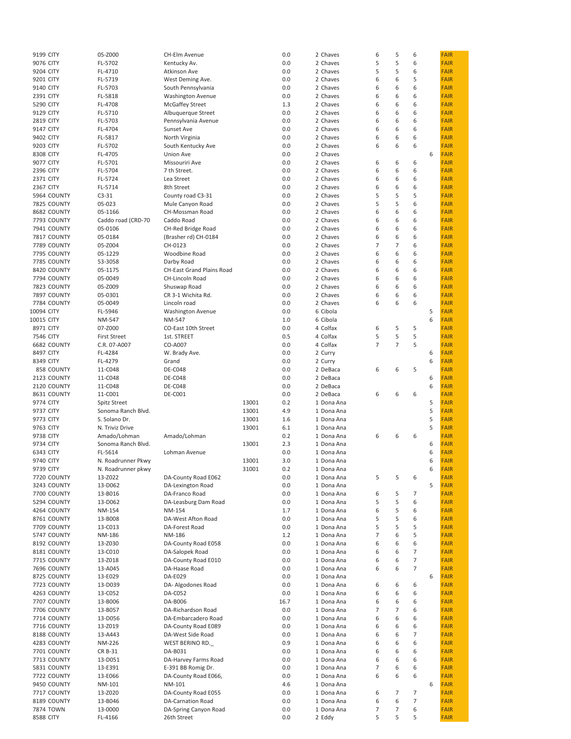| | | | | | | | | | | | | |
|---|---|---|---|---|---|---|---|---|---|---|---|---|
| 9199 | CITY | 05-Z000 | CH-Elm Avenue | | 0.0 | 2 | Chaves | 6 | 5 | 6 | | FAIR |
| 9076 | CITY | FL-5702 | Kentucky Av. | | 0.0 | 2 | Chaves | 5 | 5 | 6 | | FAIR |
| 9204 | CITY | FL-4710 | Atkinson Ave | | 0.0 | 2 | Chaves | 5 | 5 | 6 | | FAIR |
| 9201 | CITY | FL-5719 | West Deming Ave. | | 0.0 | 2 | Chaves | 6 | 6 | 5 | | FAIR |
| 9140 | CITY | FL-5703 | South Pennsylvania | | 0.0 | 2 | Chaves | 6 | 6 | 6 | | FAIR |
| 2391 | CITY | FL-5818 | Washington Avenue | | 0.0 | 2 | Chaves | 6 | 6 | 6 | | FAIR |
| 5290 | CITY | FL-4708 | McGaffey Street | | 1.3 | 2 | Chaves | 6 | 6 | 6 | | FAIR |
| 9129 | CITY | FL-5710 | Albuquerque Street | | 0.0 | 2 | Chaves | 6 | 6 | 6 | | FAIR |
| 2819 | CITY | FL-5703 | Pennsylvania Avenue | | 0.0 | 2 | Chaves | 6 | 6 | 6 | | FAIR |
| 9147 | CITY | FL-4704 | Sunset Ave | | 0.0 | 2 | Chaves | 6 | 6 | 6 | | FAIR |
| 9402 | CITY | FL-5817 | North Virginia | | 0.0 | 2 | Chaves | 6 | 6 | 6 | | FAIR |
| 9203 | CITY | FL-5702 | South Kentucky Ave | | 0.0 | 2 | Chaves | 6 | 6 | 6 | | FAIR |
| 8308 | CITY | FL-4705 | Union Ave | | 0.0 | 2 | Chaves | | | | 6 | FAIR |
| 9077 | CITY | FL-5701 | Missouriri Ave | | 0.0 | 2 | Chaves | 6 | 6 | 6 | | FAIR |
| 2396 | CITY | FL-5704 | 7 th Street. | | 0.0 | 2 | Chaves | 6 | 6 | 6 | | FAIR |
| 2371 | CITY | FL-5724 | Lea Street | | 0.0 | 2 | Chaves | 6 | 6 | 6 | | FAIR |
| 2367 | CITY | FL-5714 | 8th Street | | 0.0 | 2 | Chaves | 6 | 6 | 6 | | FAIR |
| 5964 | COUNTY | C3-31 | County road C3-31 | | 0.0 | 2 | Chaves | 5 | 5 | 5 | | FAIR |
| 7825 | COUNTY | 05-023 | Mule Canyon Road | | 0.0 | 2 | Chaves | 5 | 5 | 6 | | FAIR |
| 8682 | COUNTY | 05-1166 | CH-Mossman Road | | 0.0 | 2 | Chaves | 6 | 6 | 6 | | FAIR |
| 7793 | COUNTY | Caddo road (CRD-70 | Caddo Road | | 0.0 | 2 | Chaves | 6 | 6 | 6 | | FAIR |
| 7941 | COUNTY | 05-0106 | CH-Red Bridge Road | | 0.0 | 2 | Chaves | 6 | 6 | 6 | | FAIR |
| 7817 | COUNTY | 05-0184 | (Brasher rd) CH-0184 | | 0.0 | 2 | Chaves | 6 | 6 | 6 | | FAIR |
| 7789 | COUNTY | 05-Z004 | CH-0123 | | 0.0 | 2 | Chaves | 7 | 7 | 6 | | FAIR |
| 7795 | COUNTY | 05-1229 | Woodbine Road | | 0.0 | 2 | Chaves | 6 | 6 | 6 | | FAIR |
| 7785 | COUNTY | 53-3058 | Darby Road | | 0.0 | 2 | Chaves | 6 | 6 | 6 | | FAIR |
| 8420 | COUNTY | 05-1175 | CH-East Grand Plains Road | | 0.0 | 2 | Chaves | 6 | 6 | 6 | | FAIR |
| 7794 | COUNTY | 05-0049 | CH-Lincoln Road | | 0.0 | 2 | Chaves | 6 | 6 | 6 | | FAIR |
| 7823 | COUNTY | 05-Z009 | Shuswap Road | | 0.0 | 2 | Chaves | 6 | 6 | 6 | | FAIR |
| 7897 | COUNTY | 05-0301 | CR 3-1 Wichita Rd. | | 0.0 | 2 | Chaves | 6 | 6 | 6 | | FAIR |
| 7784 | COUNTY | 05-0049 | Lincoln road | | 0.0 | 2 | Chaves | 6 | 6 | 6 | | FAIR |
| 10094 | CITY | FL-5946 | Washington Avenue | | 0.0 | 6 | Cibola | | | | 5 | FAIR |
| 10015 | CITY | NM-547 | NM-547 | | 1.0 | 6 | Cibola | | | | 6 | FAIR |
| 8971 | CITY | 07-Z000 | CO-East 10th Street | | 0.0 | 4 | Colfax | 6 | 5 | 5 | | FAIR |
| 7546 | CITY | First Street | 1st. STREET | | 0.5 | 4 | Colfax | 5 | 5 | 5 | | FAIR |
| 6682 | COUNTY | C.R. 07-A007 | CO-A007 | | 0.0 | 4 | Colfax | 7 | 7 | 5 | | FAIR |
| 8497 | CITY | FL-4284 | W. Brady Ave. | | 0.0 | 2 | Curry | | | | 6 | FAIR |
| 8349 | CITY | FL-4279 | Grand | | 0.0 | 2 | Curry | | | | 6 | FAIR |
| 858 | COUNTY | 11-C048 | DE-C048 | | 0.0 | 2 | DeBaca | 6 | 6 | 5 | | FAIR |
| 2123 | COUNTY | 11-C048 | DE-C048 | | 0.0 | 2 | DeBaca | | | | 6 | FAIR |
| 2120 | COUNTY | 11-C048 | DE-C048 | | 0.0 | 2 | DeBaca | | | | 6 | FAIR |
| 8631 | COUNTY | 11-C001 | DE-C001 | | 0.0 | 2 | DeBaca | 6 | 6 | 6 | | FAIR |
| 9774 | CITY | Spitz Street | | 13001 | 0.2 | 1 | Dona Ana | | | | 5 | FAIR |
| 9737 | CITY | Sonoma Ranch Blvd. | | 13001 | 4.9 | 1 | Dona Ana | | | | 5 | FAIR |
| 9773 | CITY | S. Solano Dr. | | 13001 | 1.6 | 1 | Dona Ana | | | | 5 | FAIR |
| 9763 | CITY | N. Triviz Drive | | 13001 | 6.1 | 1 | Dona Ana | | | | 5 | FAIR |
| 9738 | CITY | Amado/Lohman | Amado/Lohman | | 0.2 | 1 | Dona Ana | 6 | 6 | 6 | | FAIR |
| 9734 | CITY | Sonoma Ranch Blvd. | | 13001 | 2.3 | 1 | Dona Ana | | | | 6 | FAIR |
| 6343 | CITY | FL-5614 | Lohman Avenue | | 0.0 | 1 | Dona Ana | | | | 6 | FAIR |
| 9740 | CITY | N. Roadrunner Pkwy | | 13001 | 3.0 | 1 | Dona Ana | | | | 6 | FAIR |
| 9739 | CITY | N. Roadrunner pkwy | | 31001 | 0.2 | 1 | Dona Ana | | | | 6 | FAIR |
| 7720 | COUNTY | 13-Z022 | DA-County Road E062 | | 0.0 | 1 | Dona Ana | 5 | 5 | 6 | | FAIR |
| 3243 | COUNTY | 13-D062 | DA-Lexington Road | | 0.0 | 1 | Dona Ana | | | | 5 | FAIR |
| 7700 | COUNTY | 13-B016 | DA-Franco Road | | 0.0 | 1 | Dona Ana | 6 | 5 | 7 | | FAIR |
| 5294 | COUNTY | 13-D062 | DA-Leasburg Dam Road | | 0.0 | 1 | Dona Ana | 5 | 5 | 6 | | FAIR |
| 4264 | COUNTY | NM-154 | NM-154 | | 1.7 | 1 | Dona Ana | 6 | 5 | 6 | | FAIR |
| 8761 | COUNTY | 13-B008 | DA-West Afton Road | | 0.0 | 1 | Dona Ana | 5 | 5 | 6 | | FAIR |
| 7709 | COUNTY | 13-C013 | DA-Forest Road | | 0.0 | 1 | Dona Ana | 5 | 5 | 5 | | FAIR |
| 5747 | COUNTY | NM-186 | NM-186 | | 1.2 | 1 | Dona Ana | 7 | 6 | 5 | | FAIR |
| 8192 | COUNTY | 13-Z030 | DA-County Road E058 | | 0.0 | 1 | Dona Ana | 6 | 6 | 6 | | FAIR |
| 8181 | COUNTY | 13-C010 | DA-Salopek Road | | 0.0 | 1 | Dona Ana | 6 | 6 | 7 | | FAIR |
| 7715 | COUNTY | 13-Z018 | DA-County Road E010 | | 0.0 | 1 | Dona Ana | 6 | 6 | 7 | | FAIR |
| 7696 | COUNTY | 13-A045 | DA-Haase Road | | 0.0 | 1 | Dona Ana | 6 | 6 | 7 | | FAIR |
| 8725 | COUNTY | 13-E029 | DA-E029 | | 0.0 | 1 | Dona Ana | | | | 6 | FAIR |
| 7723 | COUNTY | 13-D039 | DA- Algodones Road | | 0.0 | 1 | Dona Ana | 6 | 6 | 6 | | FAIR |
| 4263 | COUNTY | 13-C052 | DA-C052 | | 0.0 | 1 | Dona Ana | 6 | 6 | 6 | | FAIR |
| 7707 | COUNTY | 13-B006 | DA-B006 | | 16.7 | 1 | Dona Ana | 6 | 6 | 6 | | FAIR |
| 7706 | COUNTY | 13-B057 | DA-Richardson Road | | 0.0 | 1 | Dona Ana | 7 | 7 | 6 | | FAIR |
| 7714 | COUNTY | 13-D056 | DA-Embarcadero Road | | 0.0 | 1 | Dona Ana | 6 | 6 | 6 | | FAIR |
| 7716 | COUNTY | 13-Z019 | DA-County Road E089 | | 0.0 | 1 | Dona Ana | 6 | 6 | 6 | | FAIR |
| 8188 | COUNTY | 13-A443 | DA-West Side Road | | 0.0 | 1 | Dona Ana | 6 | 6 | 7 | | FAIR |
| 4283 | COUNTY | NM-226 | WEST BERINO RD._ | | 0.9 | 1 | Dona Ana | 6 | 6 | 6 | | FAIR |
| 7701 | COUNTY | CR B-31 | DA-B031 | | 0.0 | 1 | Dona Ana | 6 | 6 | 6 | | FAIR |
| 7713 | COUNTY | 13-D051 | DA-Harvey Farms Road | | 0.0 | 1 | Dona Ana | 6 | 6 | 6 | | FAIR |
| 5831 | COUNTY | 13-E391 | E-391 BB Romig Dr. | | 0.0 | 1 | Dona Ana | 7 | 6 | 6 | | FAIR |
| 7722 | COUNTY | 13-E066 | DA-County Road E066, | | 0.0 | 1 | Dona Ana | 6 | 6 | 6 | | FAIR |
| 9450 | COUNTY | NM-101 | NM-101 | | 4.6 | 1 | Dona Ana | | | | 6 | FAIR |
| 7717 | COUNTY | 13-Z020 | DA-County Road E055 | | 0.0 | 1 | Dona Ana | 6 | 7 | 7 | | FAIR |
| 8189 | COUNTY | 13-B046 | DA-Carnation Road | | 0.0 | 1 | Dona Ana | 6 | 6 | 7 | | FAIR |
| 7874 | TOWN | 13-0000 | DA-Spring Canyon Road | | 0.0 | 1 | Dona Ana | 7 | 7 | 6 | | FAIR |
| 8588 | CITY | FL-4166 | 26th Street | | 0.0 | 2 | Eddy | 5 | 5 | 5 | | FAIR |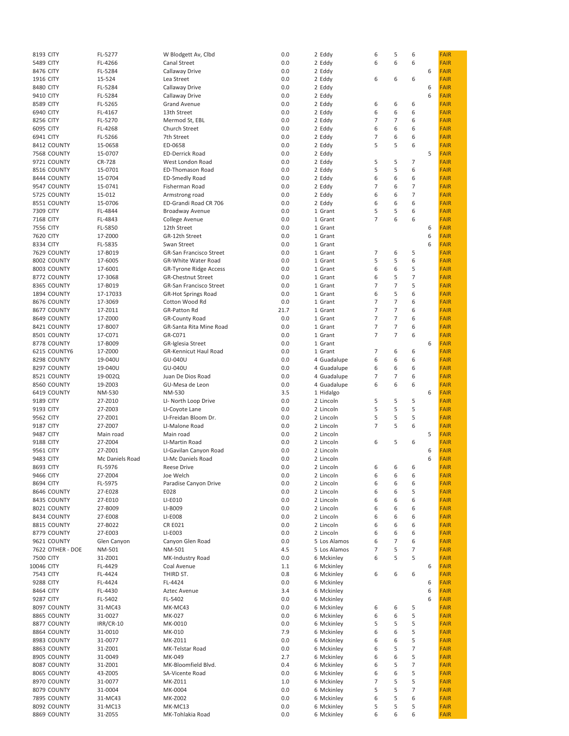| | | | | | | | | | | | |
|---|---|---|---|---|---|---|---|---|---|---|---|
| 8193 | CITY | FL-5277 | W Blodgett Av, Clbd | 0.0 | 2 | Eddy | 6 | 5 | 6 | | FAIR |
| 5489 | CITY | FL-4266 | Canal Street | 0.0 | 2 | Eddy | 6 | 6 | 6 | | FAIR |
| 8476 | CITY | FL-5284 | Callaway Drive | 0.0 | 2 | Eddy | | | | 6 | FAIR |
| 1916 | CITY | 15-524 | Lea Street | 0.0 | 2 | Eddy | 6 | 6 | 6 | | FAIR |
| 8480 | CITY | FL-5284 | Callaway Drive | 0.0 | 2 | Eddy | | | | 6 | FAIR |
| 9410 | CITY | FL-5284 | Callaway Drive | 0.0 | 2 | Eddy | | | | 6 | FAIR |
| 8589 | CITY | FL-5265 | Grand Avenue | 0.0 | 2 | Eddy | 6 | 6 | 6 | | FAIR |
| 6940 | CITY | FL-4167 | 13th Street | 0.0 | 2 | Eddy | 6 | 6 | 6 | | FAIR |
| 8256 | CITY | FL-5270 | Mermod St, EBL | 0.0 | 2 | Eddy | 7 | 7 | 6 | | FAIR |
| 6095 | CITY | FL-4268 | Church Street | 0.0 | 2 | Eddy | 6 | 6 | 6 | | FAIR |
| 6941 | CITY | FL-5266 | 7th Street | 0.0 | 2 | Eddy | 7 | 6 | 6 | | FAIR |
| 8412 | COUNTY | 15-0658 | ED-0658 | 0.0 | 2 | Eddy | 5 | 5 | 6 | | FAIR |
| 7568 | COUNTY | 15-0707 | ED-Derrick Road | 0.0 | 2 | Eddy | | | | 5 | FAIR |
| 9721 | COUNTY | CR-728 | West London Road | 0.0 | 2 | Eddy | 5 | 5 | 7 | | FAIR |
| 8516 | COUNTY | 15-0701 | ED-Thomason Road | 0.0 | 2 | Eddy | 5 | 5 | 6 | | FAIR |
| 8444 | COUNTY | 15-0704 | ED-Smedly Road | 0.0 | 2 | Eddy | 6 | 6 | 6 | | FAIR |
| 9547 | COUNTY | 15-0741 | Fisherman Road | 0.0 | 2 | Eddy | 7 | 6 | 7 | | FAIR |
| 5725 | COUNTY | 15-012 | Armstrong road | 0.0 | 2 | Eddy | 6 | 6 | 7 | | FAIR |
| 8551 | COUNTY | 15-0706 | ED-Grandi Road CR 706 | 0.0 | 2 | Eddy | 6 | 6 | 6 | | FAIR |
| 7309 | CITY | FL-4844 | Broadway Avenue | 0.0 | 1 | Grant | 5 | 5 | 6 | | FAIR |
| 7168 | CITY | FL-4843 | College Avenue | 0.0 | 1 | Grant | 7 | 6 | 6 | | FAIR |
| 7556 | CITY | FL-5850 | 12th Street | 0.0 | 1 | Grant | | | | 6 | FAIR |
| 7620 | CITY | 17-Z000 | GR-12th Street | 0.0 | 1 | Grant | | | | 6 | FAIR |
| 8334 | CITY | FL-5835 | Swan Street | 0.0 | 1 | Grant | | | | 6 | FAIR |
| 7629 | COUNTY | 17-B019 | GR-San Francisco Street | 0.0 | 1 | Grant | 7 | 6 | 5 | | FAIR |
| 8002 | COUNTY | 17-6005 | GR-White Water Road | 0.0 | 1 | Grant | 5 | 5 | 6 | | FAIR |
| 8003 | COUNTY | 17-6001 | GR-Tyrone Ridge Access | 0.0 | 1 | Grant | 6 | 6 | 5 | | FAIR |
| 8772 | COUNTY | 17-3068 | GR-Chestnut Street | 0.0 | 1 | Grant | 6 | 5 | 7 | | FAIR |
| 8365 | COUNTY | 17-B019 | GR-San Francisco Street | 0.0 | 1 | Grant | 7 | 7 | 5 | | FAIR |
| 1894 | COUNTY | 17-17033 | GR-Hot Springs Road | 0.0 | 1 | Grant | 6 | 5 | 6 | | FAIR |
| 8676 | COUNTY | 17-3069 | Cotton Wood Rd | 0.0 | 1 | Grant | 7 | 7 | 6 | | FAIR |
| 8677 | COUNTY | 17-Z011 | GR-Patton Rd | 21.7 | 1 | Grant | 7 | 7 | 6 | | FAIR |
| 8649 | COUNTY | 17-Z000 | GR-County Road | 0.0 | 1 | Grant | 7 | 7 | 6 | | FAIR |
| 8421 | COUNTY | 17-B007 | GR-Santa Rita Mine Road | 0.0 | 1 | Grant | 7 | 7 | 6 | | FAIR |
| 8501 | COUNTY | 17-C071 | GR-C071 | 0.0 | 1 | Grant | 7 | 7 | 6 | | FAIR |
| 8778 | COUNTY | 17-B009 | GR-Iglesia Street | 0.0 | 1 | Grant | | | | 6 | FAIR |
| 6215 | COUNTY6 | 17-Z000 | GR-Kennicut Haul Road | 0.0 | 1 | Grant | 7 | 6 | 6 | | FAIR |
| 8298 | COUNTY | 19-040U | GU-040U | 0.0 | 4 | Guadalupe | 6 | 6 | 6 | | FAIR |
| 8297 | COUNTY | 19-040U | GU-040U | 0.0 | 4 | Guadalupe | 6 | 6 | 6 | | FAIR |
| 8521 | COUNTY | 19-002Q | Juan De Dios Road | 0.0 | 4 | Guadalupe | 7 | 7 | 6 | | FAIR |
| 8560 | COUNTY | 19-Z003 | GU-Mesa de Leon | 0.0 | 4 | Guadalupe | 6 | 6 | 6 | | FAIR |
| 6419 | COUNTY | NM-530 | NM-530 | 3.5 | 1 | Hidalgo | | | | 6 | FAIR |
| 9189 | CITY | 27-Z010 | LI- North Loop Drive | 0.0 | 2 | Lincoln | 5 | 5 | 5 | | FAIR |
| 9193 | CITY | 27-Z003 | LI-Coyote Lane | 0.0 | 2 | Lincoln | 5 | 5 | 5 | | FAIR |
| 9562 | CITY | 27-Z001 | LI-Freidan Bloom Dr. | 0.0 | 2 | Lincoln | 5 | 5 | 5 | | FAIR |
| 9187 | CITY | 27-Z007 | LI-Malone Road | 0.0 | 2 | Lincoln | 7 | 5 | 6 | | FAIR |
| 9487 | CITY | Main road | Main road | 0.0 | 2 | Lincoln | | | | 5 | FAIR |
| 9188 | CITY | 27-Z004 | LI-Martin Road | 0.0 | 2 | Lincoln | 6 | 5 | 6 | | FAIR |
| 9561 | CITY | 27-Z001 | LI-Gavilan Canyon Road | 0.0 | 2 | Lincoln | | | | 6 | FAIR |
| 9483 | CITY | Mc Daniels Road | LI-Mc Daniels Road | 0.0 | 2 | Lincoln | | | | 6 | FAIR |
| 8693 | CITY | FL-5976 | Reese Drive | 0.0 | 2 | Lincoln | 6 | 6 | 6 | | FAIR |
| 9466 | CITY | 27-Z004 | Joe Welch | 0.0 | 2 | Lincoln | 6 | 6 | 6 | | FAIR |
| 8694 | CITY | FL-5975 | Paradise Canyon Drive | 0.0 | 2 | Lincoln | 6 | 6 | 6 | | FAIR |
| 8646 | COUNTY | 27-E028 | E028 | 0.0 | 2 | Lincoln | 6 | 6 | 5 | | FAIR |
| 8435 | COUNTY | 27-E010 | LI-E010 | 0.0 | 2 | Lincoln | 6 | 6 | 6 | | FAIR |
| 8021 | COUNTY | 27-B009 | LI-B009 | 0.0 | 2 | Lincoln | 6 | 6 | 6 | | FAIR |
| 8434 | COUNTY | 27-E008 | LI-E008 | 0.0 | 2 | Lincoln | 6 | 6 | 6 | | FAIR |
| 8815 | COUNTY | 27-B022 | CR E021 | 0.0 | 2 | Lincoln | 6 | 6 | 6 | | FAIR |
| 8779 | COUNTY | 27-E003 | LI-E003 | 0.0 | 2 | Lincoln | 6 | 6 | 6 | | FAIR |
| 9621 | COUNTY | Glen Canyon | Canyon Glen Road | 0.0 | 5 | Los Alamos | 6 | 7 | 6 | | FAIR |
| 7622 | OTHER - DOE | NM-501 | NM-501 | 4.5 | 5 | Los Alamos | 7 | 5 | 7 | | FAIR |
| 7500 | CITY | 31-Z001 | MK-Industry Road | 0.0 | 6 | Mckinley | 6 | 5 | 5 | | FAIR |
| 10046 | CITY | FL-4429 | Coal Avenue | 1.1 | 6 | Mckinley | | | | 6 | FAIR |
| 7543 | CITY | FL-4424 | THIRD ST. | 0.8 | 6 | Mckinley | 6 | 6 | 6 | | FAIR |
| 9288 | CITY | FL-4424 | FL-4424 | 0.0 | 6 | Mckinley | | | | 6 | FAIR |
| 8464 | CITY | FL-4430 | Aztec Avenue | 3.4 | 6 | Mckinley | | | | 6 | FAIR |
| 9287 | CITY | FL-5402 | FL-5402 | 0.0 | 6 | Mckinley | | | | 6 | FAIR |
| 8097 | COUNTY | 31-MC43 | MK-MC43 | 0.0 | 6 | Mckinley | 6 | 6 | 5 | | FAIR |
| 8865 | COUNTY | 31-0027 | MK-027 | 0.0 | 6 | Mckinley | 6 | 6 | 5 | | FAIR |
| 8877 | COUNTY | IRR/CR-10 | MK-0010 | 0.0 | 6 | Mckinley | 5 | 5 | 5 | | FAIR |
| 8864 | COUNTY | 31-0010 | MK-010 | 7.9 | 6 | Mckinley | 6 | 6 | 5 | | FAIR |
| 8983 | COUNTY | 31-0077 | MK-Z011 | 0.0 | 6 | Mckinley | 6 | 6 | 5 | | FAIR |
| 8863 | COUNTY | 31-Z001 | MK-Telstar Road | 0.0 | 6 | Mckinley | 6 | 5 | 7 | | FAIR |
| 8905 | COUNTY | 31-0049 | MK-049 | 2.7 | 6 | Mckinley | 6 | 6 | 5 | | FAIR |
| 8087 | COUNTY | 31-Z001 | MK-Bloomfield Blvd. | 0.4 | 6 | Mckinley | 6 | 5 | 7 | | FAIR |
| 8065 | COUNTY | 43-Z005 | SA-Vicente Road | 0.0 | 6 | Mckinley | 6 | 6 | 5 | | FAIR |
| 8970 | COUNTY | 31-0077 | MK-Z011 | 1.0 | 6 | Mckinley | 7 | 5 | 5 | | FAIR |
| 8079 | COUNTY | 31-0004 | MK-0004 | 0.0 | 6 | Mckinley | 5 | 5 | 7 | | FAIR |
| 7895 | COUNTY | 31-MC43 | MK-Z002 | 0.0 | 6 | Mckinley | 6 | 5 | 6 | | FAIR |
| 8092 | COUNTY | 31-MC13 | MK-MC13 | 0.0 | 6 | Mckinley | 5 | 5 | 5 | | FAIR |
| 8869 | COUNTY | 31-Z055 | MK-Tohlakia Road | 0.0 | 6 | Mckinley | 6 | 6 | 6 | | FAIR |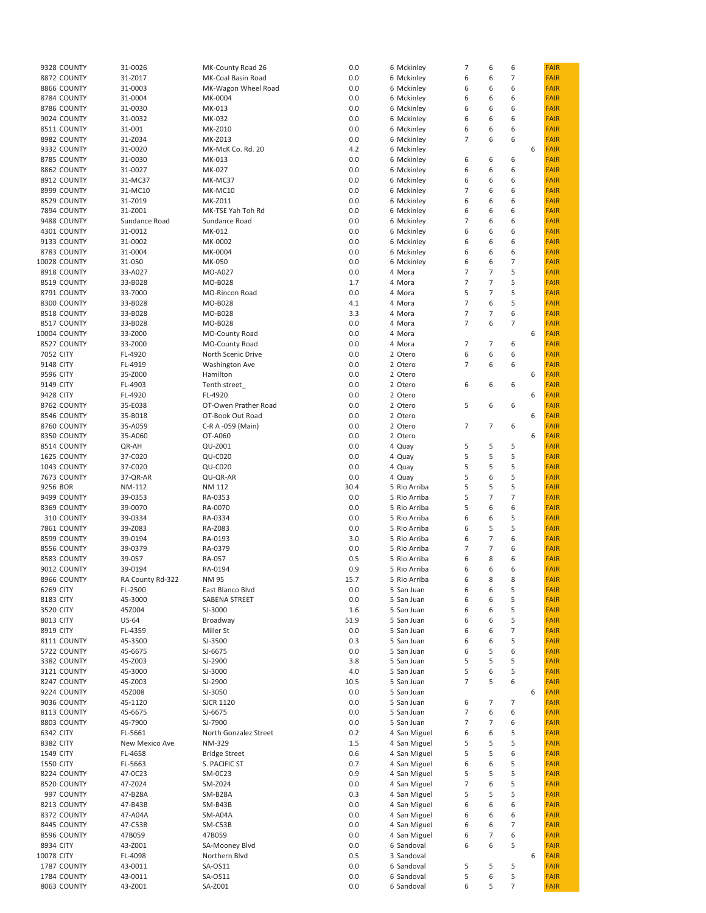| | | | | | | | | | | |
|---|---|---|---|---|---|---|---|---|---|---|
| 9328 | COUNTY | 31-0026 | MK-County Road 26 | 0.0 | 6 Mckinley | 7 | 6 | 6 | | FAIR |
| 8872 | COUNTY | 31-Z017 | MK-Coal Basin Road | 0.0 | 6 Mckinley | 6 | 6 | 7 | | FAIR |
| 8866 | COUNTY | 31-0003 | MK-Wagon Wheel Road | 0.0 | 6 Mckinley | 6 | 6 | 6 | | FAIR |
| 8784 | COUNTY | 31-0004 | MK-0004 | 0.0 | 6 Mckinley | 6 | 6 | 6 | | FAIR |
| 8786 | COUNTY | 31-0030 | MK-013 | 0.0 | 6 Mckinley | 6 | 6 | 6 | | FAIR |
| 9024 | COUNTY | 31-0032 | MK-032 | 0.0 | 6 Mckinley | 6 | 6 | 6 | | FAIR |
| 8511 | COUNTY | 31-001 | MK-Z010 | 0.0 | 6 Mckinley | 6 | 6 | 6 | | FAIR |
| 8982 | COUNTY | 31-Z034 | MK-Z013 | 0.0 | 6 Mckinley | 7 | 6 | 6 | | FAIR |
| 9332 | COUNTY | 31-0020 | MK-McK Co. Rd. 20 | 4.2 | 6 Mckinley | | | | 6 | FAIR |
| 8785 | COUNTY | 31-0030 | MK-013 | 0.0 | 6 Mckinley | 6 | 6 | 6 | | FAIR |
| 8862 | COUNTY | 31-0027 | MK-027 | 0.0 | 6 Mckinley | 6 | 6 | 6 | | FAIR |
| 8912 | COUNTY | 31-MC37 | MK-MC37 | 0.0 | 6 Mckinley | 6 | 6 | 6 | | FAIR |
| 8999 | COUNTY | 31-MC10 | MK-MC10 | 0.0 | 6 Mckinley | 7 | 6 | 6 | | FAIR |
| 8529 | COUNTY | 31-Z019 | MK-Z011 | 0.0 | 6 Mckinley | 6 | 6 | 6 | | FAIR |
| 7894 | COUNTY | 31-Z001 | MK-TSE Yah Toh Rd | 0.0 | 6 Mckinley | 6 | 6 | 6 | | FAIR |
| 9488 | COUNTY | Sundance Road | Sundance Road | 0.0 | 6 Mckinley | 7 | 6 | 6 | | FAIR |
| 4301 | COUNTY | 31-0012 | MK-012 | 0.0 | 6 Mckinley | 6 | 6 | 6 | | FAIR |
| 9133 | COUNTY | 31-0002 | MK-0002 | 0.0 | 6 Mckinley | 6 | 6 | 6 | | FAIR |
| 8783 | COUNTY | 31-0004 | MK-0004 | 0.0 | 6 Mckinley | 6 | 6 | 6 | | FAIR |
| 10028 | COUNTY | 31-050 | MK-050 | 0.0 | 6 Mckinley | 6 | 6 | 7 | | FAIR |
| 8918 | COUNTY | 33-A027 | MO-A027 | 0.0 | 4 Mora | 7 | 7 | 5 | | FAIR |
| 8519 | COUNTY | 33-B028 | MO-B028 | 1.7 | 4 Mora | 7 | 7 | 5 | | FAIR |
| 8791 | COUNTY | 33-7000 | MO-Rincon Road | 0.0 | 4 Mora | 5 | 7 | 5 | | FAIR |
| 8300 | COUNTY | 33-B028 | MO-B028 | 4.1 | 4 Mora | 7 | 6 | 5 | | FAIR |
| 8518 | COUNTY | 33-B028 | MO-B028 | 3.3 | 4 Mora | 7 | 7 | 6 | | FAIR |
| 8517 | COUNTY | 33-B028 | MO-B028 | 0.0 | 4 Mora | 7 | 6 | 7 | | FAIR |
| 10004 | COUNTY | 33-Z000 | MO-County Road | 0.0 | 4 Mora | | | | 6 | FAIR |
| 8527 | COUNTY | 33-Z000 | MO-County Road | 0.0 | 4 Mora | 7 | 7 | 6 | | FAIR |
| 7052 | CITY | FL-4920 | North Scenic Drive | 0.0 | 2 Otero | 6 | 6 | 6 | | FAIR |
| 9148 | CITY | FL-4919 | Washington Ave | 0.0 | 2 Otero | 7 | 6 | 6 | | FAIR |
| 9596 | CITY | 35-Z000 | Hamilton | 0.0 | 2 Otero | | | | 6 | FAIR |
| 9149 | CITY | FL-4903 | Tenth street_ | 0.0 | 2 Otero | 6 | 6 | 6 | | FAIR |
| 9428 | CITY | FL-4920 | FL-4920 | 0.0 | 2 Otero | | | | 6 | FAIR |
| 8762 | COUNTY | 35-E038 | OT-Owen Prather Road | 0.0 | 2 Otero | 5 | 6 | 6 | | FAIR |
| 8546 | COUNTY | 35-B018 | OT-Book Out Road | 0.0 | 2 Otero | | | | 6 | FAIR |
| 8760 | COUNTY | 35-A059 | C-R A -059 (Main) | 0.0 | 2 Otero | 7 | 7 | 6 | | FAIR |
| 8350 | COUNTY | 35-A060 | OT-A060 | 0.0 | 2 Otero | | | | 6 | FAIR |
| 8514 | COUNTY | QR-AH | QU-Z001 | 0.0 | 4 Quay | 5 | 5 | 5 | | FAIR |
| 1625 | COUNTY | 37-C020 | QU-C020 | 0.0 | 4 Quay | 5 | 5 | 5 | | FAIR |
| 1043 | COUNTY | 37-C020 | QU-C020 | 0.0 | 4 Quay | 5 | 5 | 5 | | FAIR |
| 7673 | COUNTY | 37-QR-AR | QU-QR-AR | 0.0 | 4 Quay | 5 | 6 | 5 | | FAIR |
| 9256 | BOR | NM-112 | NM 112 | 30.4 | 5 Rio Arriba | 5 | 5 | 5 | | FAIR |
| 9499 | COUNTY | 39-0353 | RA-0353 | 0.0 | 5 Rio Arriba | 5 | 7 | 7 | | FAIR |
| 8369 | COUNTY | 39-0070 | RA-0070 | 0.0 | 5 Rio Arriba | 5 | 6 | 6 | | FAIR |
| 310 | COUNTY | 39-0334 | RA-0334 | 0.0 | 5 Rio Arriba | 6 | 6 | 5 | | FAIR |
| 7861 | COUNTY | 39-Z083 | RA-Z083 | 0.0 | 5 Rio Arriba | 6 | 5 | 5 | | FAIR |
| 8599 | COUNTY | 39-0194 | RA-0193 | 3.0 | 5 Rio Arriba | 6 | 7 | 6 | | FAIR |
| 8556 | COUNTY | 39-0379 | RA-0379 | 0.0 | 5 Rio Arriba | 7 | 7 | 6 | | FAIR |
| 8583 | COUNTY | 39-057 | RA-057 | 0.5 | 5 Rio Arriba | 6 | 8 | 6 | | FAIR |
| 9012 | COUNTY | 39-0194 | RA-0194 | 0.9 | 5 Rio Arriba | 6 | 6 | 6 | | FAIR |
| 8966 | COUNTY | RA County Rd-322 | NM 95 | 15.7 | 5 Rio Arriba | 6 | 8 | 8 | | FAIR |
| 6269 | CITY | FL-2500 | East Blanco Blvd | 0.0 | 5 San Juan | 6 | 6 | 5 | | FAIR |
| 8183 | CITY | 45-3000 | SABENA STREET | 0.0 | 5 San Juan | 6 | 6 | 5 | | FAIR |
| 3520 | CITY | 45Z004 | SJ-3000 | 1.6 | 5 San Juan | 6 | 6 | 5 | | FAIR |
| 8013 | CITY | US-64 | Broadway | 51.9 | 5 San Juan | 6 | 6 | 5 | | FAIR |
| 8919 | CITY | FL-4359 | Miller St | 0.0 | 5 San Juan | 6 | 6 | 7 | | FAIR |
| 8111 | COUNTY | 45-3500 | SJ-3500 | 0.3 | 5 San Juan | 6 | 6 | 5 | | FAIR |
| 5722 | COUNTY | 45-6675 | SJ-6675 | 0.0 | 5 San Juan | 6 | 5 | 6 | | FAIR |
| 3382 | COUNTY | 45-Z003 | SJ-2900 | 3.8 | 5 San Juan | 5 | 5 | 5 | | FAIR |
| 3121 | COUNTY | 45-3000 | SJ-3000 | 4.0 | 5 San Juan | 5 | 6 | 5 | | FAIR |
| 8247 | COUNTY | 45-Z003 | SJ-2900 | 10.5 | 5 San Juan | 7 | 5 | 6 | | FAIR |
| 9224 | COUNTY | 45Z008 | SJ-3050 | 0.0 | 5 San Juan | | | | 6 | FAIR |
| 9036 | COUNTY | 45-1120 | SJCR 1120 | 0.0 | 5 San Juan | 6 | 7 | 7 | | FAIR |
| 8113 | COUNTY | 45-6675 | SJ-6675 | 0.0 | 5 San Juan | 7 | 6 | 6 | | FAIR |
| 8803 | COUNTY | 45-7900 | SJ-7900 | 0.0 | 5 San Juan | 7 | 7 | 6 | | FAIR |
| 6342 | CITY | FL-5661 | North Gonzalez Street | 0.2 | 4 San Miguel | 6 | 6 | 5 | | FAIR |
| 8382 | CITY | New Mexico Ave | NM-329 | 1.5 | 4 San Miguel | 5 | 5 | 5 | | FAIR |
| 1549 | CITY | FL-4658 | Bridge Street | 0.6 | 4 San Miguel | 5 | 5 | 6 | | FAIR |
| 1550 | CITY | FL-5663 | S. PACIFIC ST | 0.7 | 4 San Miguel | 6 | 6 | 5 | | FAIR |
| 8224 | COUNTY | 47-0C23 | SM-0C23 | 0.9 | 4 San Miguel | 5 | 5 | 5 | | FAIR |
| 8520 | COUNTY | 47-Z024 | SM-Z024 | 0.0 | 4 San Miguel | 7 | 6 | 5 | | FAIR |
| 997 | COUNTY | 47-B28A | SM-B28A | 0.3 | 4 San Miguel | 5 | 5 | 5 | | FAIR |
| 8213 | COUNTY | 47-B43B | SM-B43B | 0.0 | 4 San Miguel | 6 | 6 | 6 | | FAIR |
| 8372 | COUNTY | 47-A04A | SM-A04A | 0.0 | 4 San Miguel | 6 | 6 | 6 | | FAIR |
| 8445 | COUNTY | 47-C53B | SM-C53B | 0.0 | 4 San Miguel | 6 | 6 | 7 | | FAIR |
| 8596 | COUNTY | 47B059 | 47B059 | 0.0 | 4 San Miguel | 6 | 7 | 6 | | FAIR |
| 8934 | CITY | 43-Z001 | SA-Mooney Blvd | 0.0 | 6 Sandoval | 6 | 6 | 5 | | FAIR |
| 10078 | CITY | FL-4098 | Northern Blvd | 0.5 | 3 Sandoval | | | | 6 | FAIR |
| 1787 | COUNTY | 43-0011 | SA-OS11 | 0.0 | 6 Sandoval | 5 | 5 | 5 | | FAIR |
| 1784 | COUNTY | 43-0011 | SA-OS11 | 0.0 | 6 Sandoval | 5 | 6 | 5 | | FAIR |
| 8063 | COUNTY | 43-Z001 | SA-Z001 | 0.0 | 6 Sandoval | 6 | 5 | 7 | | FAIR |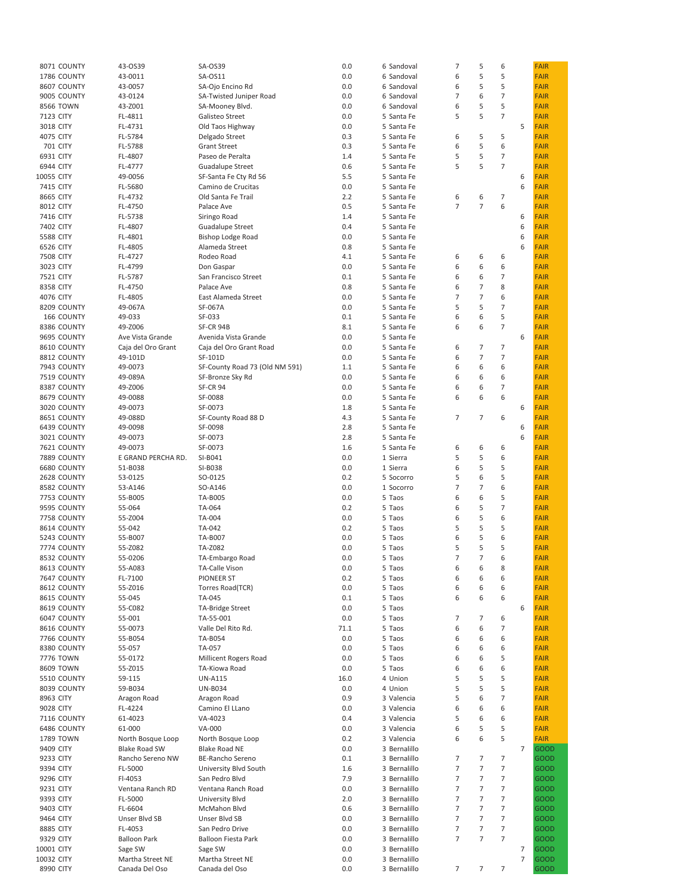| | | | | | | | | | | |
|---|---|---|---|---|---|---|---|---|---|---|
| 8071 | COUNTY | 43-OS39 | SA-OS39 | 0.0 | 6 | Sandoval | 7 | 5 | 6 | | FAIR |
| 1786 | COUNTY | 43-0011 | SA-OS11 | 0.0 | 6 | Sandoval | 6 | 5 | 5 | | FAIR |
| 8607 | COUNTY | 43-0057 | SA-Ojo Encino Rd | 0.0 | 6 | Sandoval | 6 | 5 | 5 | | FAIR |
| 9005 | COUNTY | 43-0124 | SA-Twisted Juniper Road | 0.0 | 6 | Sandoval | 7 | 6 | 7 | | FAIR |
| 8566 | TOWN | 43-Z001 | SA-Mooney Blvd. | 0.0 | 6 | Sandoval | 6 | 5 | 5 | | FAIR |
| 7123 | CITY | FL-4811 | Galisteo Street | 0.0 | 5 | Santa Fe | 5 | 5 | 7 | | FAIR |
| 3018 | CITY | FL-4731 | Old Taos Highway | 0.0 | 5 | Santa Fe | | | | 5 | FAIR |
| 4075 | CITY | FL-5784 | Delgado Street | 0.3 | 5 | Santa Fe | 6 | 5 | 5 | | FAIR |
| 701 | CITY | FL-5788 | Grant Street | 0.3 | 5 | Santa Fe | 6 | 5 | 6 | | FAIR |
| 6931 | CITY | FL-4807 | Paseo de Peralta | 1.4 | 5 | Santa Fe | 5 | 5 | 7 | | FAIR |
| 6944 | CITY | FL-4777 | Guadalupe Street | 0.6 | 5 | Santa Fe | 5 | 5 | 7 | | FAIR |
| 10055 | CITY | 49-0056 | SF-Santa Fe Cty Rd 56 | 5.5 | 5 | Santa Fe | | | | 6 | FAIR |
| 7415 | CITY | FL-5680 | Camino de Crucitas | 0.0 | 5 | Santa Fe | | | | 6 | FAIR |
| 8665 | CITY | FL-4732 | Old Santa Fe Trail | 2.2 | 5 | Santa Fe | 6 | 6 | 7 | | FAIR |
| 8012 | CITY | FL-4750 | Palace Ave | 0.5 | 5 | Santa Fe | 7 | 7 | 6 | | FAIR |
| 7416 | CITY | FL-5738 | Siringo Road | 1.4 | 5 | Santa Fe | | | | 6 | FAIR |
| 7402 | CITY | FL-4807 | Guadalupe Street | 0.4 | 5 | Santa Fe | | | | 6 | FAIR |
| 5588 | CITY | FL-4801 | Bishop Lodge Road | 0.0 | 5 | Santa Fe | | | | 6 | FAIR |
| 6526 | CITY | FL-4805 | Alameda Street | 0.8 | 5 | Santa Fe | | | | 6 | FAIR |
| 7508 | CITY | FL-4727 | Rodeo Road | 4.1 | 5 | Santa Fe | 6 | 6 | 6 | | FAIR |
| 3023 | CITY | FL-4799 | Don Gaspar | 0.0 | 5 | Santa Fe | 6 | 6 | 6 | | FAIR |
| 7521 | CITY | FL-5787 | San Francisco Street | 0.1 | 5 | Santa Fe | 6 | 6 | 7 | | FAIR |
| 8358 | CITY | FL-4750 | Palace Ave | 0.8 | 5 | Santa Fe | 6 | 7 | 8 | | FAIR |
| 4076 | CITY | FL-4805 | East Alameda Street | 0.0 | 5 | Santa Fe | 7 | 7 | 6 | | FAIR |
| 8209 | COUNTY | 49-067A | SF-067A | 0.0 | 5 | Santa Fe | 5 | 5 | 7 | | FAIR |
| 166 | COUNTY | 49-033 | SF-033 | 0.1 | 5 | Santa Fe | 6 | 6 | 5 | | FAIR |
| 8386 | COUNTY | 49-Z006 | SF-CR 94B | 8.1 | 5 | Santa Fe | 6 | 6 | 7 | | FAIR |
| 9695 | COUNTY | Ave Vista Grande | Avenida Vista Grande | 0.0 | 5 | Santa Fe | | | | 6 | FAIR |
| 8610 | COUNTY | Caja del Oro Grant | Caja del Oro Grant Road | 0.0 | 5 | Santa Fe | 6 | 7 | 7 | | FAIR |
| 8812 | COUNTY | 49-101D | SF-101D | 0.0 | 5 | Santa Fe | 6 | 7 | 7 | | FAIR |
| 7943 | COUNTY | 49-0073 | SF-County Road 73 (Old NM 591) | 1.1 | 5 | Santa Fe | 6 | 6 | 6 | | FAIR |
| 7519 | COUNTY | 49-089A | SF-Bronze Sky Rd | 0.0 | 5 | Santa Fe | 6 | 6 | 6 | | FAIR |
| 8387 | COUNTY | 49-Z006 | SF-CR 94 | 0.0 | 5 | Santa Fe | 6 | 6 | 7 | | FAIR |
| 8679 | COUNTY | 49-0088 | SF-0088 | 0.0 | 5 | Santa Fe | 6 | 6 | 6 | | FAIR |
| 3020 | COUNTY | 49-0073 | SF-0073 | 1.8 | 5 | Santa Fe | | | | 6 | FAIR |
| 8651 | COUNTY | 49-088D | SF-County Road 88 D | 4.3 | 5 | Santa Fe | 7 | 7 | 6 | | FAIR |
| 6439 | COUNTY | 49-0098 | SF-0098 | 2.8 | 5 | Santa Fe | | | | 6 | FAIR |
| 3021 | COUNTY | 49-0073 | SF-0073 | 2.8 | 5 | Santa Fe | | | | 6 | FAIR |
| 7621 | COUNTY | 49-0073 | SF-0073 | 1.6 | 5 | Santa Fe | 6 | 6 | 6 | | FAIR |
| 7889 | COUNTY | E GRAND PERCHA RD. | SI-B041 | 0.0 | 1 | Sierra | 5 | 5 | 6 | | FAIR |
| 6680 | COUNTY | 51-B038 | SI-B038 | 0.0 | 1 | Sierra | 6 | 5 | 5 | | FAIR |
| 2628 | COUNTY | 53-0125 | SO-0125 | 0.2 | 5 | Socorro | 5 | 6 | 5 | | FAIR |
| 8582 | COUNTY | 53-A146 | SO-A146 | 0.0 | 1 | Socorro | 7 | 7 | 6 | | FAIR |
| 7753 | COUNTY | 55-B005 | TA-B005 | 0.0 | 5 | Taos | 6 | 6 | 5 | | FAIR |
| 9595 | COUNTY | 55-064 | TA-064 | 0.2 | 5 | Taos | 6 | 5 | 7 | | FAIR |
| 7758 | COUNTY | 55-Z004 | TA-004 | 0.0 | 5 | Taos | 6 | 5 | 6 | | FAIR |
| 8614 | COUNTY | 55-042 | TA-042 | 0.2 | 5 | Taos | 5 | 5 | 5 | | FAIR |
| 5243 | COUNTY | 55-B007 | TA-B007 | 0.0 | 5 | Taos | 6 | 5 | 6 | | FAIR |
| 7774 | COUNTY | 55-Z082 | TA-Z082 | 0.0 | 5 | Taos | 5 | 5 | 5 | | FAIR |
| 8532 | COUNTY | 55-0206 | TA-Embargo Road | 0.0 | 5 | Taos | 7 | 7 | 6 | | FAIR |
| 8613 | COUNTY | 55-A083 | TA-Calle Vison | 0.0 | 5 | Taos | 6 | 6 | 8 | | FAIR |
| 7647 | COUNTY | FL-7100 | PIONEER ST | 0.2 | 5 | Taos | 6 | 6 | 6 | | FAIR |
| 8612 | COUNTY | 55-Z016 | Torres Road(TCR) | 0.0 | 5 | Taos | 6 | 6 | 6 | | FAIR |
| 8615 | COUNTY | 55-045 | TA-045 | 0.1 | 5 | Taos | 6 | 6 | 6 | | FAIR |
| 8619 | COUNTY | 55-C082 | TA-Bridge Street | 0.0 | 5 | Taos | | | | 6 | FAIR |
| 6047 | COUNTY | 55-001 | TA-55-001 | 0.0 | 5 | Taos | 7 | 7 | 6 | | FAIR |
| 8616 | COUNTY | 55-0073 | Valle Del Rito Rd. | 71.1 | 5 | Taos | 6 | 6 | 7 | | FAIR |
| 7766 | COUNTY | 55-B054 | TA-B054 | 0.0 | 5 | Taos | 6 | 6 | 6 | | FAIR |
| 8380 | COUNTY | 55-057 | TA-057 | 0.0 | 5 | Taos | 6 | 6 | 6 | | FAIR |
| 7776 | TOWN | 55-0172 | Millicent Rogers Road | 0.0 | 5 | Taos | 6 | 6 | 5 | | FAIR |
| 8609 | TOWN | 55-Z015 | TA-Kiowa Road | 0.0 | 5 | Taos | 6 | 6 | 6 | | FAIR |
| 5510 | COUNTY | 59-115 | UN-A115 | 16.0 | 4 | Union | 5 | 5 | 5 | | FAIR |
| 8039 | COUNTY | 59-B034 | UN-B034 | 0.0 | 4 | Union | 5 | 5 | 5 | | FAIR |
| 8963 | CITY | Aragon Road | Aragon Road | 0.9 | 3 | Valencia | 5 | 6 | 7 | | FAIR |
| 9028 | CITY | FL-4224 | Camino El LLano | 0.0 | 3 | Valencia | 6 | 6 | 6 | | FAIR |
| 7116 | COUNTY | 61-4023 | VA-4023 | 0.4 | 3 | Valencia | 5 | 6 | 6 | | FAIR |
| 6486 | COUNTY | 61-000 | VA-000 | 0.0 | 3 | Valencia | 6 | 5 | 5 | | FAIR |
| 1789 | TOWN | North Bosque Loop | North Bosque Loop | 0.2 | 3 | Valencia | 6 | 6 | 5 | | FAIR |
| 9409 | CITY | Blake Road SW | Blake Road NE | 0.0 | 3 | Bernalillo | | | | 7 | GOOD |
| 9233 | CITY | Rancho Sereno NW | BE-Rancho Sereno | 0.1 | 3 | Bernalillo | 7 | 7 | 7 | | GOOD |
| 9394 | CITY | FL-5000 | University Blvd South | 1.6 | 3 | Bernalillo | 7 | 7 | 7 | | GOOD |
| 9296 | CITY | Fl-4053 | San Pedro Blvd | 7.9 | 3 | Bernalillo | 7 | 7 | 7 | | GOOD |
| 9231 | CITY | Ventana Ranch RD | Ventana Ranch Road | 0.0 | 3 | Bernalillo | 7 | 7 | 7 | | GOOD |
| 9393 | CITY | FL-5000 | University Blvd | 2.0 | 3 | Bernalillo | 7 | 7 | 7 | | GOOD |
| 9403 | CITY | FL-6604 | McMahon Blvd | 0.6 | 3 | Bernalillo | 7 | 7 | 7 | | GOOD |
| 9464 | CITY | Unser Blvd SB | Unser Blvd SB | 0.0 | 3 | Bernalillo | 7 | 7 | 7 | | GOOD |
| 8885 | CITY | FL-4053 | San Pedro Drive | 0.0 | 3 | Bernalillo | 7 | 7 | 7 | | GOOD |
| 9329 | CITY | Balloon Park | Balloon Fiesta Park | 0.0 | 3 | Bernalillo | 7 | 7 | 7 | | GOOD |
| 10001 | CITY | Sage SW | Sage SW | 0.0 | 3 | Bernalillo | | | | 7 | GOOD |
| 10032 | CITY | Martha Street NE | Martha Street NE | 0.0 | 3 | Bernalillo | | | | 7 | GOOD |
| 8990 | CITY | Canada Del Oso | Canada del Oso | 0.0 | 3 | Bernalillo | 7 | 7 | 7 | | GOOD |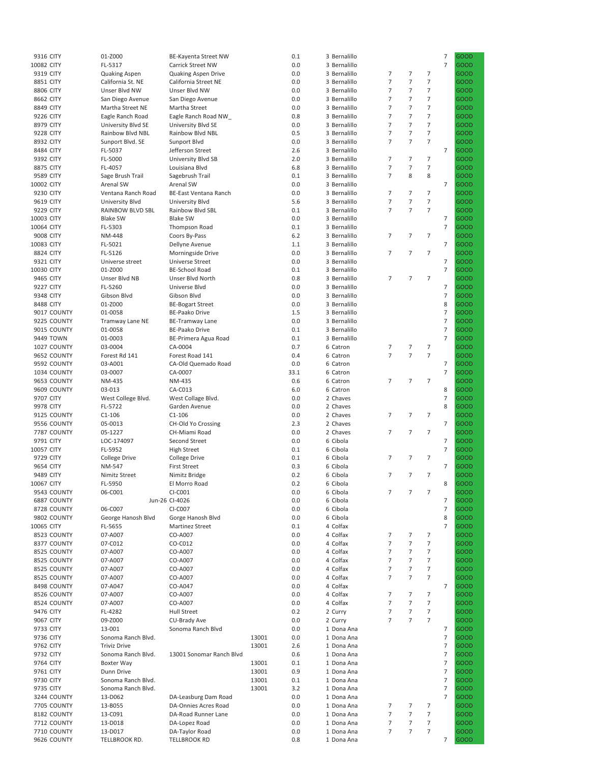| | | | | | | | | | | | | |
|---|---|---|---|---|---|---|---|---|---|---|---|---|
| 9316 | CITY | 01-Z000 | BE-Kayenta Street NW | | 0.1 | 3 | Bernalillo | | | | 7 | GOOD |
| 10082 | CITY | FL-5317 | Carrick Street NW | | 0.0 | 3 | Bernalillo | | | | 7 | GOOD |
| 9319 | CITY | Quaking Aspen | Quaking Aspen Drive | | 0.0 | 3 | Bernalillo | 7 | 7 | 7 | | GOOD |
| 8851 | CITY | California St. NE | California Street NE | | 0.0 | 3 | Bernalillo | 7 | 7 | 7 | | GOOD |
| 8806 | CITY | Unser Blvd NW | Unser Blvd NW | | 0.0 | 3 | Bernalillo | 7 | 7 | 7 | | GOOD |
| 8662 | CITY | San Diego Avenue | San Diego Avenue | | 0.0 | 3 | Bernalillo | 7 | 7 | 7 | | GOOD |
| 8849 | CITY | Martha Street NE | Martha Street | | 0.0 | 3 | Bernalillo | 7 | 7 | 7 | | GOOD |
| 9226 | CITY | Eagle Ranch Road | Eagle Ranch Road NW_ | | 0.8 | 3 | Bernalillo | 7 | 7 | 7 | | GOOD |
| 8979 | CITY | University Blvd SE | University Blvd SE | | 0.0 | 3 | Bernalillo | 7 | 7 | 7 | | GOOD |
| 9228 | CITY | Rainbow Blvd NBL | Rainbow Blvd NBL | | 0.5 | 3 | Bernalillo | 7 | 7 | 7 | | GOOD |
| 8932 | CITY | Sunport Blvd. SE | Sunport Blvd | | 0.0 | 3 | Bernalillo | 7 | 7 | 7 | | GOOD |
| 8484 | CITY | FL-5037 | Jefferson Street | | 2.6 | 3 | Bernalillo | | | | 7 | GOOD |
| 9392 | CITY | FL-5000 | University Blvd SB | | 2.0 | 3 | Bernalillo | 7 | 7 | 7 | | GOOD |
| 8875 | CITY | FL-4057 | Louisiana Blvd | | 6.8 | 3 | Bernalillo | 7 | 7 | 7 | | GOOD |
| 9589 | CITY | Sage Brush Trail | Sagebrush Trail | | 0.1 | 3 | Bernalillo | 7 | 8 | 8 | | GOOD |
| 10002 | CITY | Arenal SW | Arenal SW | | 0.0 | 3 | Bernalillo | | | | 7 | GOOD |
| 9230 | CITY | Ventana Ranch Road | BE-East Ventana Ranch | | 0.0 | 3 | Bernalillo | 7 | 7 | 7 | | GOOD |
| 9619 | CITY | University Blvd | University Blvd | | 5.6 | 3 | Bernalillo | 7 | 7 | 7 | | GOOD |
| 9229 | CITY | RAINBOW BLVD SBL | Rainbow Blvd SBL | | 0.1 | 3 | Bernalillo | 7 | 7 | 7 | | GOOD |
| 10003 | CITY | Blake SW | Blake SW | | 0.0 | 3 | Bernalillo | | | | 7 | GOOD |
| 10064 | CITY | FL-5303 | Thompson Road | | 0.1 | 3 | Bernalillo | | | | 7 | GOOD |
| 9008 | CITY | NM-448 | Coors By-Pass | | 6.2 | 3 | Bernalillo | 7 | 7 | 7 | | GOOD |
| 10083 | CITY | FL-5021 | Dellyne Avenue | | 1.1 | 3 | Bernalillo | | | | 7 | GOOD |
| 8824 | CITY | FL-5126 | Morningside Drive | | 0.0 | 3 | Bernalillo | 7 | 7 | 7 | | GOOD |
| 9321 | CITY | Universe street | Universe Street | | 0.0 | 3 | Bernalillo | | | | 7 | GOOD |
| 10030 | CITY | 01-Z000 | BE-School Road | | 0.1 | 3 | Bernalillo | | | | 7 | GOOD |
| 9465 | CITY | Unser Blvd NB | Unser Blvd North | | 0.8 | 3 | Bernalillo | 7 | 7 | 7 | | GOOD |
| 9227 | CITY | FL-5260 | Universe Blvd | | 0.0 | 3 | Bernalillo | | | | 7 | GOOD |
| 9348 | CITY | Gibson Blvd | Gibson Blvd | | 0.0 | 3 | Bernalillo | | | | 7 | GOOD |
| 8488 | CITY | 01-Z000 | BE-Bogart Street | | 0.0 | 3 | Bernalillo | | | | 8 | GOOD |
| 9017 | COUNTY | 01-0058 | BE-Paako Drive | | 1.5 | 3 | Bernalillo | | | | 7 | GOOD |
| 9225 | COUNTY | Tramway Lane NE | BE-Tramway Lane | | 0.0 | 3 | Bernalillo | | | | 7 | GOOD |
| 9015 | COUNTY | 01-0058 | BE-Paako Drive | | 0.1 | 3 | Bernalillo | | | | 7 | GOOD |
| 9449 | TOWN | 01-0003 | BE-Primera Agua Road | | 0.1 | 3 | Bernalillo | | | | 7 | GOOD |
| 1027 | COUNTY | 03-0004 | CA-0004 | | 0.7 | 6 | Catron | 7 | 7 | 7 | | GOOD |
| 9652 | COUNTY | Forest Rd 141 | Forest Road 141 | | 0.4 | 6 | Catron | 7 | 7 | 7 | | GOOD |
| 9592 | COUNTY | 03-A001 | CA-Old Quemado Road | | 0.0 | 6 | Catron | | | | 7 | GOOD |
| 1034 | COUNTY | 03-0007 | CA-0007 | | 33.1 | 6 | Catron | | | | 7 | GOOD |
| 9653 | COUNTY | NM-435 | NM-435 | | 0.6 | 6 | Catron | 7 | 7 | 7 | | GOOD |
| 9609 | COUNTY | 03-013 | CA-C013 | | 6.0 | 6 | Catron | | | | 8 | GOOD |
| 9707 | CITY | West College Blvd. | West Collage Blvd. | | 0.0 | 2 | Chaves | | | | 7 | GOOD |
| 9978 | CITY | FL-5722 | Garden Avenue | | 0.0 | 2 | Chaves | | | | 8 | GOOD |
| 9125 | COUNTY | C1-106 | C1-106 | | 0.0 | 2 | Chaves | 7 | 7 | 7 | | GOOD |
| 9556 | COUNTY | 05-0013 | CH-Old Yo Crossing | | 2.3 | 2 | Chaves | | | | 7 | GOOD |
| 7787 | COUNTY | 05-1227 | CH-Miami Road | | 0.0 | 2 | Chaves | 7 | 7 | 7 | | GOOD |
| 9791 | CITY | LOC-174097 | Second Street | | 0.0 | 6 | Cibola | | | | 7 | GOOD |
| 10057 | CITY | FL-5952 | High Street | | 0.1 | 6 | Cibola | | | | 7 | GOOD |
| 9729 | CITY | College Drive | College Drive | | 0.1 | 6 | Cibola | 7 | 7 | 7 | | GOOD |
| 9654 | CITY | NM-547 | First Street | | 0.3 | 6 | Cibola | | | | 7 | GOOD |
| 9489 | CITY | Nimitz Street | Nimitz Bridge | | 0.2 | 6 | Cibola | 7 | 7 | 7 | | GOOD |
| 10067 | CITY | FL-5950 | El Morro Road | | 0.2 | 6 | Cibola | | | | 8 | GOOD |
| 9543 | COUNTY | 06-C001 | CI-C001 | | 0.0 | 6 | Cibola | 7 | 7 | 7 | | GOOD |
| 6887 | COUNTY | Jun-26 | CI-4026 | | 0.0 | 6 | Cibola | | | | 7 | GOOD |
| 8728 | COUNTY | 06-C007 | CI-C007 | | 0.0 | 6 | Cibola | | | | 7 | GOOD |
| 9802 | COUNTY | George Hanosh Blvd | Gorge Hanosh Blvd | | 0.0 | 6 | Cibola | | | | 8 | GOOD |
| 10065 | CITY | FL-5655 | Martinez Street | | 0.1 | 4 | Colfax | | | | 7 | GOOD |
| 8523 | COUNTY | 07-A007 | CO-A007 | | 0.0 | 4 | Colfax | 7 | 7 | 7 | | GOOD |
| 8377 | COUNTY | 07-C012 | CO-C012 | | 0.0 | 4 | Colfax | 7 | 7 | 7 | | GOOD |
| 8525 | COUNTY | 07-A007 | CO-A007 | | 0.0 | 4 | Colfax | 7 | 7 | 7 | | GOOD |
| 8525 | COUNTY | 07-A007 | CO-A007 | | 0.0 | 4 | Colfax | 7 | 7 | 7 | | GOOD |
| 8525 | COUNTY | 07-A007 | CO-A007 | | 0.0 | 4 | Colfax | 7 | 7 | 7 | | GOOD |
| 8525 | COUNTY | 07-A007 | CO-A007 | | 0.0 | 4 | Colfax | 7 | 7 | 7 | | GOOD |
| 8498 | COUNTY | 07-A047 | CO-A047 | | 0.0 | 4 | Colfax | | | | 7 | GOOD |
| 8526 | COUNTY | 07-A007 | CO-A007 | | 0.0 | 4 | Colfax | 7 | 7 | 7 | | GOOD |
| 8524 | COUNTY | 07-A007 | CO-A007 | | 0.0 | 4 | Colfax | 7 | 7 | 7 | | GOOD |
| 9476 | CITY | FL-4282 | Hull Street | | 0.2 | 2 | Curry | 7 | 7 | 7 | | GOOD |
| 9067 | CITY | 09-Z000 | CU-Brady Ave | | 0.0 | 2 | Curry | 7 | 7 | 7 | | GOOD |
| 9733 | CITY | 13-001 | Sonoma Ranch Blvd | | 0.0 | 1 | Dona Ana | | | | 7 | GOOD |
| 9736 | CITY | Sonoma Ranch Blvd. | | 13001 | 0.0 | 1 | Dona Ana | | | | 7 | GOOD |
| 9762 | CITY | Triviz Drive | | 13001 | 2.6 | 1 | Dona Ana | | | | 7 | GOOD |
| 9732 | CITY | Sonoma Ranch Blvd. | 13001 Sonomar Ranch Blvd | | 0.6 | 1 | Dona Ana | | | | 7 | GOOD |
| 9764 | CITY | Boxter Way | | 13001 | 0.1 | 1 | Dona Ana | | | | 7 | GOOD |
| 9761 | CITY | Dunn Drive | | 13001 | 0.9 | 1 | Dona Ana | | | | 7 | GOOD |
| 9730 | CITY | Sonoma Ranch Blvd. | | 13001 | 0.1 | 1 | Dona Ana | | | | 7 | GOOD |
| 9735 | CITY | Sonoma Ranch Blvd. | | 13001 | 3.2 | 1 | Dona Ana | | | | 7 | GOOD |
| 3244 | COUNTY | 13-D062 | DA-Leasburg Dam Road | | 0.0 | 1 | Dona Ana | | | | 7 | GOOD |
| 7705 | COUNTY | 13-B055 | DA-Onnies Acres Road | | 0.0 | 1 | Dona Ana | 7 | 7 | 7 | | GOOD |
| 8182 | COUNTY | 13-C091 | DA-Road Runner Lane | | 0.0 | 1 | Dona Ana | 7 | 7 | 7 | | GOOD |
| 7712 | COUNTY | 13-D018 | DA-Lopez Road | | 0.0 | 1 | Dona Ana | 7 | 7 | 7 | | GOOD |
| 7710 | COUNTY | 13-D017 | DA-Taylor Road | | 0.0 | 1 | Dona Ana | 7 | 7 | 7 | | GOOD |
| 9626 | COUNTY | TELLBROOK RD. | TELLBROOK RD | | 0.8 | 1 | Dona Ana | | | | 7 | GOOD |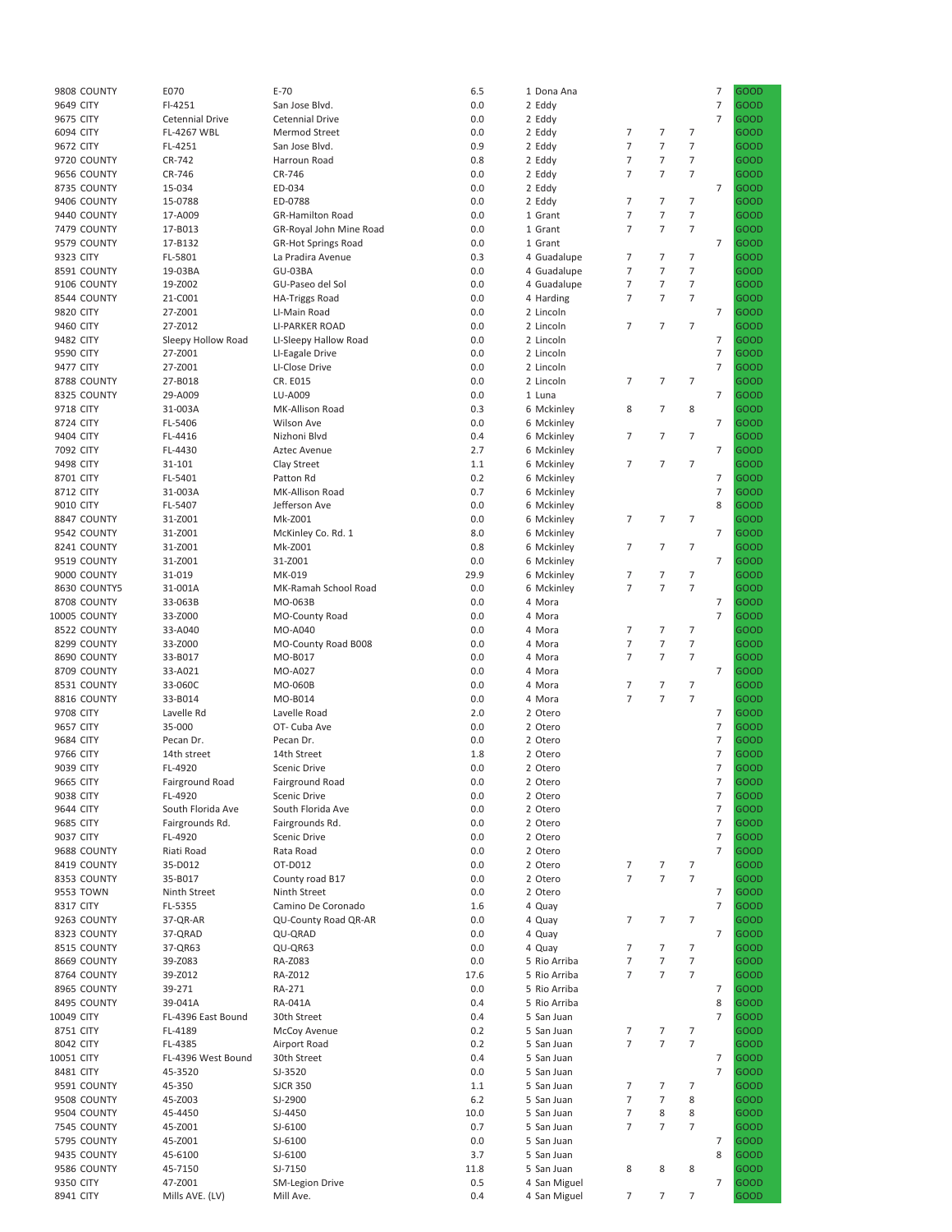| | | | | | | | | | | |
|---|---|---|---|---|---|---|---|---|---|---|
| 9808 | COUNTY | E070 | E-70 | 6.5 | 1 | Dona Ana | | | | 7 | GOOD |
| 9649 | CITY | FI-4251 | San Jose Blvd. | 0.0 | 2 | Eddy | | | | 7 | GOOD |
| 9675 | CITY | Cetennial Drive | Cetennial Drive | 0.0 | 2 | Eddy | | | | 7 | GOOD |
| 6094 | CITY | FL-4267 WBL | Mermod Street | 0.0 | 2 | Eddy | 7 | 7 | 7 | | GOOD |
| 9672 | CITY | FL-4251 | San Jose Blvd. | 0.9 | 2 | Eddy | 7 | 7 | 7 | | GOOD |
| 9720 | COUNTY | CR-742 | Harroun Road | 0.8 | 2 | Eddy | 7 | 7 | 7 | | GOOD |
| 9656 | COUNTY | CR-746 | CR-746 | 0.0 | 2 | Eddy | 7 | 7 | 7 | | GOOD |
| 8735 | COUNTY | 15-034 | ED-034 | 0.0 | 2 | Eddy | | | | 7 | GOOD |
| 9406 | COUNTY | 15-0788 | ED-0788 | 0.0 | 2 | Eddy | 7 | 7 | 7 | | GOOD |
| 9440 | COUNTY | 17-A009 | GR-Hamilton Road | 0.0 | 1 | Grant | 7 | 7 | 7 | | GOOD |
| 7479 | COUNTY | 17-B013 | GR-Royal John Mine Road | 0.0 | 1 | Grant | 7 | 7 | 7 | | GOOD |
| 9579 | COUNTY | 17-B132 | GR-Hot Springs Road | 0.0 | 1 | Grant | | | | 7 | GOOD |
| 9323 | CITY | FL-5801 | La Pradira Avenue | 0.3 | 4 | Guadalupe | 7 | 7 | 7 | | GOOD |
| 8591 | COUNTY | 19-03BA | GU-03BA | 0.0 | 4 | Guadalupe | 7 | 7 | 7 | | GOOD |
| 9106 | COUNTY | 19-Z002 | GU-Paseo del Sol | 0.0 | 4 | Guadalupe | 7 | 7 | 7 | | GOOD |
| 8544 | COUNTY | 21-C001 | HA-Triggs Road | 0.0 | 4 | Harding | 7 | 7 | 7 | | GOOD |
| 9820 | CITY | 27-Z001 | LI-Main Road | 0.0 | 2 | Lincoln | | | | 7 | GOOD |
| 9460 | CITY | 27-Z012 | LI-PARKER ROAD | 0.0 | 2 | Lincoln | 7 | 7 | 7 | | GOOD |
| 9482 | CITY | Sleepy Hollow Road | LI-Sleepy Hallow Road | 0.0 | 2 | Lincoln | | | | 7 | GOOD |
| 9590 | CITY | 27-Z001 | LI-Eagale Drive | 0.0 | 2 | Lincoln | | | | 7 | GOOD |
| 9477 | CITY | 27-Z001 | LI-Close Drive | 0.0 | 2 | Lincoln | | | | 7 | GOOD |
| 8788 | COUNTY | 27-B018 | CR. E015 | 0.0 | 2 | Lincoln | 7 | 7 | 7 | | GOOD |
| 8325 | COUNTY | 29-A009 | LU-A009 | 0.0 | 1 | Luna | | | | 7 | GOOD |
| 9718 | CITY | 31-003A | MK-Allison Road | 0.3 | 6 | Mckinley | 8 | 7 | 8 | | GOOD |
| 8724 | CITY | FL-5406 | Wilson Ave | 0.0 | 6 | Mckinley | | | | 7 | GOOD |
| 9404 | CITY | FL-4416 | Nizhoni Blvd | 0.4 | 6 | Mckinley | 7 | 7 | 7 | | GOOD |
| 7092 | CITY | FL-4430 | Aztec Avenue | 2.7 | 6 | Mckinley | | | | 7 | GOOD |
| 9498 | CITY | 31-101 | Clay Street | 1.1 | 6 | Mckinley | 7 | 7 | 7 | | GOOD |
| 8701 | CITY | FL-5401 | Patton Rd | 0.2 | 6 | Mckinley | | | | 7 | GOOD |
| 8712 | CITY | 31-003A | MK-Allison Road | 0.7 | 6 | Mckinley | | | | 7 | GOOD |
| 9010 | CITY | FL-5407 | Jefferson Ave | 0.0 | 6 | Mckinley | | | | 8 | GOOD |
| 8847 | COUNTY | 31-Z001 | Mk-Z001 | 0.0 | 6 | Mckinley | 7 | 7 | 7 | | GOOD |
| 9542 | COUNTY | 31-Z001 | McKinley Co. Rd. 1 | 8.0 | 6 | Mckinley | | | | 7 | GOOD |
| 8241 | COUNTY | 31-Z001 | Mk-Z001 | 0.8 | 6 | Mckinley | 7 | 7 | 7 | | GOOD |
| 9519 | COUNTY | 31-Z001 | 31-Z001 | 0.0 | 6 | Mckinley | | | | 7 | GOOD |
| 9000 | COUNTY | 31-019 | MK-019 | 29.9 | 6 | Mckinley | 7 | 7 | 7 | | GOOD |
| 8630 | COUNTY5 | 31-001A | MK-Ramah School Road | 0.0 | 6 | Mckinley | 7 | 7 | 7 | | GOOD |
| 8708 | COUNTY | 33-063B | MO-063B | 0.0 | 4 | Mora | | | | 7 | GOOD |
| 10005 | COUNTY | 33-Z000 | MO-County Road | 0.0 | 4 | Mora | | | | 7 | GOOD |
| 8522 | COUNTY | 33-A040 | MO-A040 | 0.0 | 4 | Mora | 7 | 7 | 7 | | GOOD |
| 8299 | COUNTY | 33-Z000 | MO-County Road B008 | 0.0 | 4 | Mora | 7 | 7 | 7 | | GOOD |
| 8690 | COUNTY | 33-B017 | MO-B017 | 0.0 | 4 | Mora | 7 | 7 | 7 | | GOOD |
| 8709 | COUNTY | 33-A021 | MO-A027 | 0.0 | 4 | Mora | | | | 7 | GOOD |
| 8531 | COUNTY | 33-060C | MO-060B | 0.0 | 4 | Mora | 7 | 7 | 7 | | GOOD |
| 8816 | COUNTY | 33-B014 | MO-B014 | 0.0 | 4 | Mora | 7 | 7 | 7 | | GOOD |
| 9708 | CITY | Lavelle Rd | Lavelle Road | 2.0 | 2 | Otero | | | | 7 | GOOD |
| 9657 | CITY | 35-000 | OT- Cuba Ave | 0.0 | 2 | Otero | | | | 7 | GOOD |
| 9684 | CITY | Pecan Dr. | Pecan Dr. | 0.0 | 2 | Otero | | | | 7 | GOOD |
| 9766 | CITY | 14th street | 14th Street | 1.8 | 2 | Otero | | | | 7 | GOOD |
| 9039 | CITY | FL-4920 | Scenic Drive | 0.0 | 2 | Otero | | | | 7 | GOOD |
| 9665 | CITY | Fairground Road | Fairground Road | 0.0 | 2 | Otero | | | | 7 | GOOD |
| 9038 | CITY | FL-4920 | Scenic Drive | 0.0 | 2 | Otero | | | | 7 | GOOD |
| 9644 | CITY | South Florida Ave | South Florida Ave | 0.0 | 2 | Otero | | | | 7 | GOOD |
| 9685 | CITY | Fairgrounds Rd. | Fairgrounds Rd. | 0.0 | 2 | Otero | | | | 7 | GOOD |
| 9037 | CITY | FL-4920 | Scenic Drive | 0.0 | 2 | Otero | | | | 7 | GOOD |
| 9688 | COUNTY | Riati Road | Rata Road | 0.0 | 2 | Otero | | | | 7 | GOOD |
| 8419 | COUNTY | 35-D012 | OT-D012 | 0.0 | 2 | Otero | 7 | 7 | 7 | | GOOD |
| 8353 | COUNTY | 35-B017 | County road B17 | 0.0 | 2 | Otero | 7 | 7 | 7 | | GOOD |
| 9553 | TOWN | Ninth Street | Ninth Street | 0.0 | 2 | Otero | | | | 7 | GOOD |
| 8317 | CITY | FL-5355 | Camino De Coronado | 1.6 | 4 | Quay | | | | 7 | GOOD |
| 9263 | COUNTY | 37-QR-AR | QU-County Road QR-AR | 0.0 | 4 | Quay | 7 | 7 | 7 | | GOOD |
| 8323 | COUNTY | 37-QRAD | QU-QRAD | 0.0 | 4 | Quay | | | | 7 | GOOD |
| 8515 | COUNTY | 37-QR63 | QU-QR63 | 0.0 | 4 | Quay | 7 | 7 | 7 | | GOOD |
| 8669 | COUNTY | 39-Z083 | RA-Z083 | 0.0 | 5 | Rio Arriba | 7 | 7 | 7 | | GOOD |
| 8764 | COUNTY | 39-Z012 | RA-Z012 | 17.6 | 5 | Rio Arriba | 7 | 7 | 7 | | GOOD |
| 8965 | COUNTY | 39-271 | RA-271 | 0.0 | 5 | Rio Arriba | | | | 7 | GOOD |
| 8495 | COUNTY | 39-041A | RA-041A | 0.4 | 5 | Rio Arriba | | | | 8 | GOOD |
| 10049 | CITY | FL-4396 East Bound | 30th Street | 0.4 | 5 | San Juan | | | | 7 | GOOD |
| 8751 | CITY | FL-4189 | McCoy Avenue | 0.2 | 5 | San Juan | 7 | 7 | 7 | | GOOD |
| 8042 | CITY | FL-4385 | Airport Road | 0.2 | 5 | San Juan | 7 | 7 | 7 | | GOOD |
| 10051 | CITY | FL-4396 West Bound | 30th Street | 0.4 | 5 | San Juan | | | | 7 | GOOD |
| 8481 | CITY | 45-3520 | SJ-3520 | 0.0 | 5 | San Juan | | | | 7 | GOOD |
| 9591 | COUNTY | 45-350 | SJCR 350 | 1.1 | 5 | San Juan | 7 | 7 | 7 | | GOOD |
| 9508 | COUNTY | 45-Z003 | SJ-2900 | 6.2 | 5 | San Juan | 7 | 7 | 8 | | GOOD |
| 9504 | COUNTY | 45-4450 | SJ-4450 | 10.0 | 5 | San Juan | 7 | 8 | 8 | | GOOD |
| 7545 | COUNTY | 45-Z001 | SJ-6100 | 0.7 | 5 | San Juan | 7 | 7 | 7 | | GOOD |
| 5795 | COUNTY | 45-Z001 | SJ-6100 | 0.0 | 5 | San Juan | | | | 7 | GOOD |
| 9435 | COUNTY | 45-6100 | SJ-6100 | 3.7 | 5 | San Juan | | | | 8 | GOOD |
| 9586 | COUNTY | 45-7150 | SJ-7150 | 11.8 | 5 | San Juan | 8 | 8 | 8 | | GOOD |
| 9350 | CITY | 47-Z001 | SM-Legion Drive | 0.5 | 4 | San Miguel | | | | 7 | GOOD |
| 8941 | CITY | Mills AVE. (LV) | Mill Ave. | 0.4 | 4 | San Miguel | 7 | 7 | 7 | | GOOD |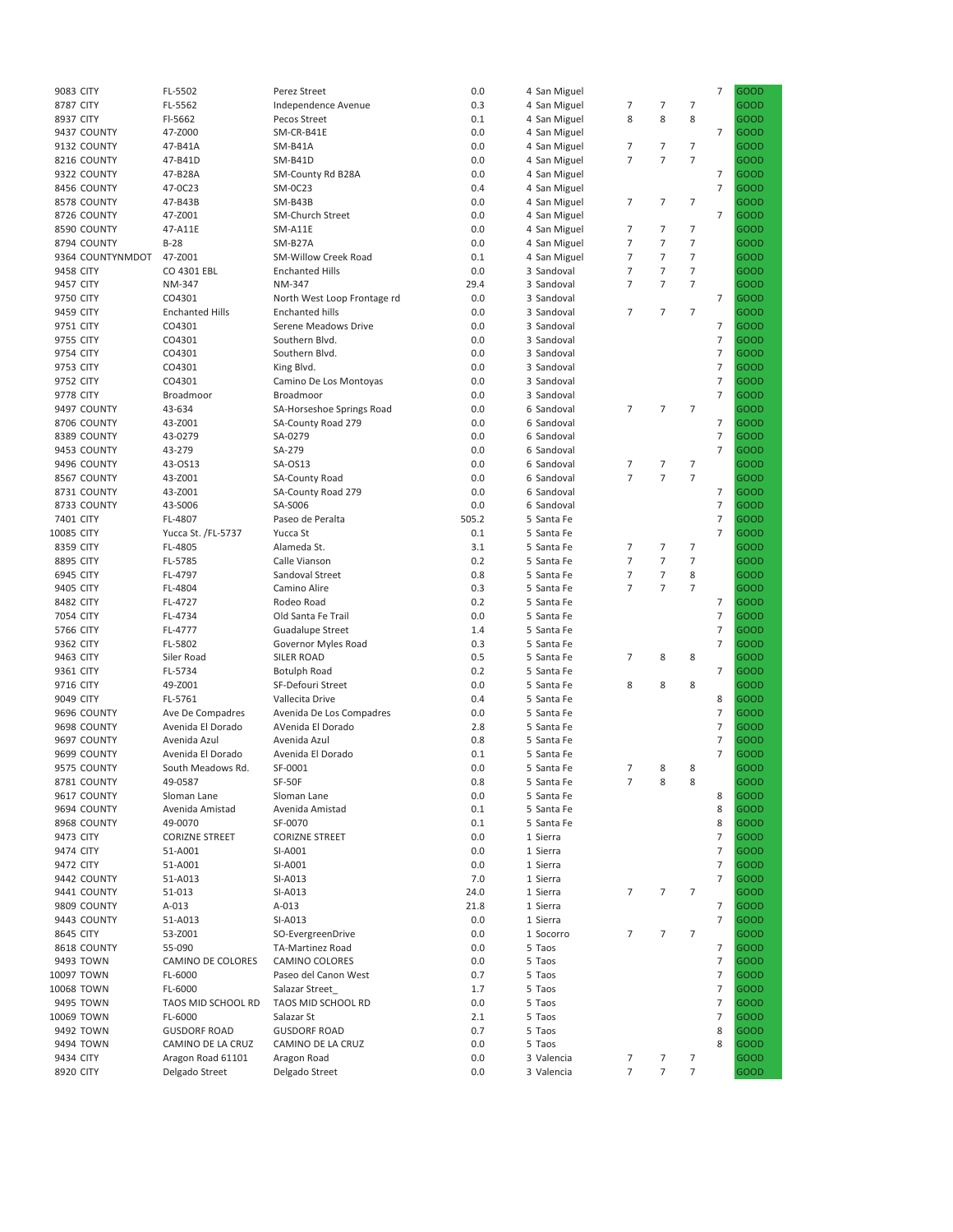| | | | | | | | | | | |
|---|---|---|---|---|---|---|---|---|---|---|
| 9083 | CITY | FL-5502 | Perez Street | 0.0 | 4 | San Miguel | | | | 7 | GOOD |
| 8787 | CITY | FL-5562 | Independence Avenue | 0.3 | 4 | San Miguel | 7 | 7 | 7 | | GOOD |
| 8937 | CITY | Fl-5662 | Pecos Street | 0.1 | 4 | San Miguel | 8 | 8 | 8 | | GOOD |
| 9437 | COUNTY | 47-Z000 | SM-CR-B41E | 0.0 | 4 | San Miguel | | | | 7 | GOOD |
| 9132 | COUNTY | 47-B41A | SM-B41A | 0.0 | 4 | San Miguel | 7 | 7 | 7 | | GOOD |
| 8216 | COUNTY | 47-B41D | SM-B41D | 0.0 | 4 | San Miguel | 7 | 7 | 7 | | GOOD |
| 9322 | COUNTY | 47-B28A | SM-County Rd B28A | 0.0 | 4 | San Miguel | | | | 7 | GOOD |
| 8456 | COUNTY | 47-0C23 | SM-0C23 | 0.4 | 4 | San Miguel | | | | 7 | GOOD |
| 8578 | COUNTY | 47-B43B | SM-B43B | 0.0 | 4 | San Miguel | 7 | 7 | 7 | | GOOD |
| 8726 | COUNTY | 47-Z001 | SM-Church Street | 0.0 | 4 | San Miguel | | | | 7 | GOOD |
| 8590 | COUNTY | 47-A11E | SM-A11E | 0.0 | 4 | San Miguel | 7 | 7 | 7 | | GOOD |
| 8794 | COUNTY | B-28 | SM-B27A | 0.0 | 4 | San Miguel | 7 | 7 | 7 | | GOOD |
| 9364 | COUNTYNMDOT | 47-Z001 | SM-Willow Creek Road | 0.1 | 4 | San Miguel | 7 | 7 | 7 | | GOOD |
| 9458 | CITY | CO 4301 EBL | Enchanted Hills | 0.0 | 3 | Sandoval | 7 | 7 | 7 | | GOOD |
| 9457 | CITY | NM-347 | NM-347 | 29.4 | 3 | Sandoval | 7 | 7 | 7 | | GOOD |
| 9750 | CITY | CO4301 | North West Loop Frontage rd | 0.0 | 3 | Sandoval | | | | 7 | GOOD |
| 9459 | CITY | Enchanted Hills | Enchanted hills | 0.0 | 3 | Sandoval | 7 | 7 | 7 | | GOOD |
| 9751 | CITY | CO4301 | Serene Meadows Drive | 0.0 | 3 | Sandoval | | | | 7 | GOOD |
| 9755 | CITY | CO4301 | Southern Blvd. | 0.0 | 3 | Sandoval | | | | 7 | GOOD |
| 9754 | CITY | CO4301 | Southern Blvd. | 0.0 | 3 | Sandoval | | | | 7 | GOOD |
| 9753 | CITY | CO4301 | King Blvd. | 0.0 | 3 | Sandoval | | | | 7 | GOOD |
| 9752 | CITY | CO4301 | Camino De Los Montoyas | 0.0 | 3 | Sandoval | | | | 7 | GOOD |
| 9778 | CITY | Broadmoor | Broadmoor | 0.0 | 3 | Sandoval | | | | 7 | GOOD |
| 9497 | COUNTY | 43-634 | SA-Horseshoe Springs Road | 0.0 | 6 | Sandoval | 7 | 7 | 7 | | GOOD |
| 8706 | COUNTY | 43-Z001 | SA-County Road 279 | 0.0 | 6 | Sandoval | | | | 7 | GOOD |
| 8389 | COUNTY | 43-0279 | SA-0279 | 0.0 | 6 | Sandoval | | | | 7 | GOOD |
| 9453 | COUNTY | 43-279 | SA-279 | 0.0 | 6 | Sandoval | | | | 7 | GOOD |
| 9496 | COUNTY | 43-OS13 | SA-OS13 | 0.0 | 6 | Sandoval | 7 | 7 | 7 | | GOOD |
| 8567 | COUNTY | 43-Z001 | SA-County Road | 0.0 | 6 | Sandoval | 7 | 7 | 7 | | GOOD |
| 8731 | COUNTY | 43-Z001 | SA-County Road 279 | 0.0 | 6 | Sandoval | | | | 7 | GOOD |
| 8733 | COUNTY | 43-S006 | SA-S006 | 0.0 | 6 | Sandoval | | | | 7 | GOOD |
| 7401 | CITY | FL-4807 | Paseo de Peralta | 505.2 | 5 | Santa Fe | | | | 7 | GOOD |
| 10085 | CITY | Yucca St. /FL-5737 | Yucca St | 0.1 | 5 | Santa Fe | | | | 7 | GOOD |
| 8359 | CITY | FL-4805 | Alameda St. | 3.1 | 5 | Santa Fe | 7 | 7 | 7 | | GOOD |
| 8895 | CITY | FL-5785 | Calle Vianson | 0.2 | 5 | Santa Fe | 7 | 7 | 7 | | GOOD |
| 6945 | CITY | FL-4797 | Sandoval Street | 0.8 | 5 | Santa Fe | 7 | 7 | 8 | | GOOD |
| 9405 | CITY | FL-4804 | Camino Alire | 0.3 | 5 | Santa Fe | 7 | 7 | 7 | | GOOD |
| 8482 | CITY | FL-4727 | Rodeo Road | 0.2 | 5 | Santa Fe | | | | 7 | GOOD |
| 7054 | CITY | FL-4734 | Old Santa Fe Trail | 0.0 | 5 | Santa Fe | | | | 7 | GOOD |
| 5766 | CITY | FL-4777 | Guadalupe Street | 1.4 | 5 | Santa Fe | | | | 7 | GOOD |
| 9362 | CITY | FL-5802 | Governor Myles Road | 0.3 | 5 | Santa Fe | | | | 7 | GOOD |
| 9463 | CITY | Siler Road | SILER ROAD | 0.5 | 5 | Santa Fe | 7 | 8 | 8 | | GOOD |
| 9361 | CITY | FL-5734 | Botulph Road | 0.2 | 5 | Santa Fe | | | | 7 | GOOD |
| 9716 | CITY | 49-Z001 | SF-Defouri Street | 0.0 | 5 | Santa Fe | 8 | 8 | 8 | | GOOD |
| 9049 | CITY | FL-5761 | Vallecita Drive | 0.4 | 5 | Santa Fe | | | | 8 | GOOD |
| 9696 | COUNTY | Ave De Compadres | Avenida De Los Compadres | 0.0 | 5 | Santa Fe | | | | 7 | GOOD |
| 9698 | COUNTY | Avenida El Dorado | AVenida El Dorado | 2.8 | 5 | Santa Fe | | | | 7 | GOOD |
| 9697 | COUNTY | Avenida Azul | Avenida Azul | 0.8 | 5 | Santa Fe | | | | 7 | GOOD |
| 9699 | COUNTY | Avenida El Dorado | Avenida El Dorado | 0.1 | 5 | Santa Fe | | | | 7 | GOOD |
| 9575 | COUNTY | South Meadows Rd. | SF-0001 | 0.0 | 5 | Santa Fe | 7 | 8 | 8 | | GOOD |
| 8781 | COUNTY | 49-0587 | SF-50F | 0.8 | 5 | Santa Fe | 7 | 8 | 8 | | GOOD |
| 9617 | COUNTY | Sloman Lane | Sloman Lane | 0.0 | 5 | Santa Fe | | | | 8 | GOOD |
| 9694 | COUNTY | Avenida Amistad | Avenida Amistad | 0.1 | 5 | Santa Fe | | | | 8 | GOOD |
| 8968 | COUNTY | 49-0070 | SF-0070 | 0.1 | 5 | Santa Fe | | | | 8 | GOOD |
| 9473 | CITY | CORIZNE STREET | CORIZNE STREET | 0.0 | 1 | Sierra | | | | 7 | GOOD |
| 9474 | CITY | 51-A001 | SI-A001 | 0.0 | 1 | Sierra | | | | 7 | GOOD |
| 9472 | CITY | 51-A001 | SI-A001 | 0.0 | 1 | Sierra | | | | 7 | GOOD |
| 9442 | COUNTY | 51-A013 | SI-A013 | 7.0 | 1 | Sierra | | | | 7 | GOOD |
| 9441 | COUNTY | 51-013 | SI-A013 | 24.0 | 1 | Sierra | 7 | 7 | 7 | | GOOD |
| 9809 | COUNTY | A-013 | A-013 | 21.8 | 1 | Sierra | | | | 7 | GOOD |
| 9443 | COUNTY | 51-A013 | SI-A013 | 0.0 | 1 | Sierra | | | | 7 | GOOD |
| 8645 | CITY | 53-Z001 | SO-EvergreenDrive | 0.0 | 1 | Socorro | 7 | 7 | 7 | | GOOD |
| 8618 | COUNTY | 55-090 | TA-Martinez Road | 0.0 | 5 | Taos | | | | 7 | GOOD |
| 9493 | TOWN | CAMINO DE COLORES | CAMINO COLORES | 0.0 | 5 | Taos | | | | 7 | GOOD |
| 10097 | TOWN | FL-6000 | Paseo del Canon West | 0.7 | 5 | Taos | | | | 7 | GOOD |
| 10068 | TOWN | FL-6000 | Salazar Street_ | 1.7 | 5 | Taos | | | | 7 | GOOD |
| 9495 | TOWN | TAOS MID SCHOOL RD | TAOS MID SCHOOL RD | 0.0 | 5 | Taos | | | | 7 | GOOD |
| 10069 | TOWN | FL-6000 | Salazar St | 2.1 | 5 | Taos | | | | 7 | GOOD |
| 9492 | TOWN | GUSDORF ROAD | GUSDORF ROAD | 0.7 | 5 | Taos | | | | 8 | GOOD |
| 9494 | TOWN | CAMINO DE LA CRUZ | CAMINO DE LA CRUZ | 0.0 | 5 | Taos | | | | 8 | GOOD |
| 9434 | CITY | Aragon Road 61101 | Aragon Road | 0.0 | 3 | Valencia | 7 | 7 | 7 | | GOOD |
| 8920 | CITY | Delgado Street | Delgado Street | 0.0 | 3 | Valencia | 7 | 7 | 7 | | GOOD |